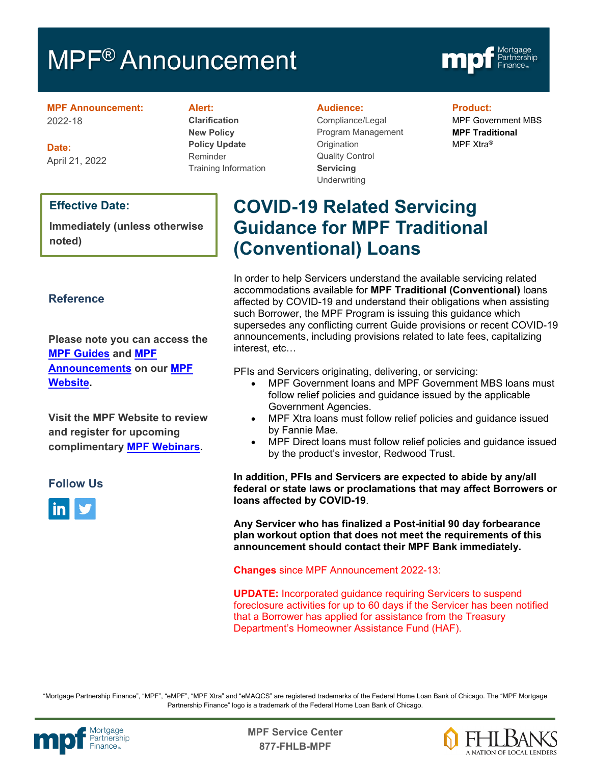# MPF® Announcement

**MPF Announcement:**
2022-18

**Date:**
April 21, 2022

**Alert:**
**Clarification**
**New Policy**
**Policy Update**
Reminder
Training Information

**Audience:**
Compliance/Legal
Program Management
Origination
Quality Control
**Servicing**
Underwriting

**Product:**
MPF Government MBS
**MPF Traditional**
MPF Xtra®

**Effective Date:**

**Immediately (unless otherwise noted)**

## COVID-19 Related Servicing Guidance for MPF Traditional (Conventional) Loans

In order to help Servicers understand the available servicing related accommodations available for **MPF Traditional (Conventional)** loans affected by COVID-19 and understand their obligations when assisting such Borrower, the MPF Program is issuing this guidance which supersedes any conflicting current Guide provisions or recent COVID-19 announcements, including provisions related to late fees, capitalizing interest, etc…

PFIs and Servicers originating, delivering, or servicing:

- MPF Government loans and MPF Government MBS loans must follow relief policies and guidance issued by the applicable Government Agencies.
- MPF Xtra loans must follow relief policies and guidance issued by Fannie Mae.
- MPF Direct loans must follow relief policies and guidance issued by the product's investor, Redwood Trust.

**In addition, PFIs and Servicers are expected to abide by any/all federal or state laws or proclamations that may affect Borrowers or loans affected by COVID-19**.

**Any Servicer who has finalized a Post-initial 90 day forbearance plan workout option that does not meet the requirements of this announcement should contact their MPF Bank immediately.**

**Changes** since MPF Announcement 2022-13:

**UPDATE:** Incorporated guidance requiring Servicers to suspend foreclosure activities for up to 60 days if the Servicer has been notified that a Borrower has applied for assistance from the Treasury Department's Homeowner Assistance Fund (HAF).

## Reference

**Please note you can access the MPF Guides and MPF Announcements on our MPF Website.**

**Visit the MPF Website to review and register for upcoming complimentary MPF Webinars.**

## Follow Us

"Mortgage Partnership Finance", "MPF", "eMPF", "MPF Xtra" and "eMAQCS" are registered trademarks of the Federal Home Loan Bank of Chicago. The "MPF Mortgage Partnership Finance" logo is a trademark of the Federal Home Loan Bank of Chicago.

MPF Service Center
877-FHLB-MPF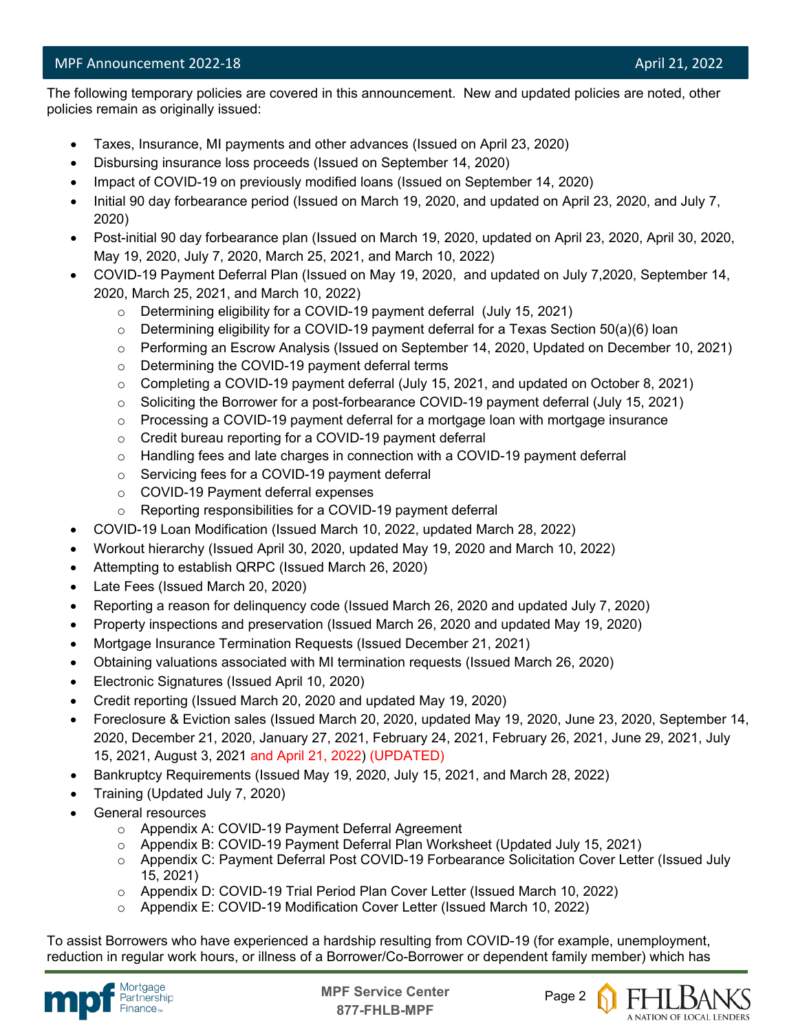The following temporary policies are covered in this announcement. New and updated policies are noted, other policies remain as originally issued:

- Taxes, Insurance, MI payments and other advances (Issued on April 23, 2020)
- Disbursing insurance loss proceeds (Issued on September 14, 2020)
- Impact of COVID-19 on previously modified loans (Issued on September 14, 2020)
- Initial 90 day forbearance period (Issued on March 19, 2020, and updated on April 23, 2020, and July 7, 2020)
- Post-initial 90 day forbearance plan (Issued on March 19, 2020, updated on April 23, 2020, April 30, 2020, May 19, 2020, July 7, 2020, March 25, 2021, and March 10, 2022)
- COVID-19 Payment Deferral Plan (Issued on May 19, 2020, and updated on July 7,2020, September 14, 2020, March 25, 2021, and March 10, 2022)
  - Determining eligibility for a COVID-19 payment deferral (July 15, 2021)
  - Determining eligibility for a COVID-19 payment deferral for a Texas Section 50(a)(6) loan
  - Performing an Escrow Analysis (Issued on September 14, 2020, Updated on December 10, 2021)
  - Determining the COVID-19 payment deferral terms
  - Completing a COVID-19 payment deferral (July 15, 2021, and updated on October 8, 2021)
  - Soliciting the Borrower for a post-forbearance COVID-19 payment deferral (July 15, 2021)
  - Processing a COVID-19 payment deferral for a mortgage loan with mortgage insurance
  - Credit bureau reporting for a COVID-19 payment deferral
  - Handling fees and late charges in connection with a COVID-19 payment deferral
  - Servicing fees for a COVID-19 payment deferral
  - COVID-19 Payment deferral expenses
  - Reporting responsibilities for a COVID-19 payment deferral
- COVID-19 Loan Modification (Issued March 10, 2022, updated March 28, 2022)
- Workout hierarchy (Issued April 30, 2020, updated May 19, 2020 and March 10, 2022)
- Attempting to establish QRPC (Issued March 26, 2020)
- Late Fees (Issued March 20, 2020)
- Reporting a reason for delinquency code (Issued March 26, 2020 and updated July 7, 2020)
- Property inspections and preservation (Issued March 26, 2020 and updated May 19, 2020)
- Mortgage Insurance Termination Requests (Issued December 21, 2021)
- Obtaining valuations associated with MI termination requests (Issued March 26, 2020)
- Electronic Signatures (Issued April 10, 2020)
- Credit reporting (Issued March 20, 2020 and updated May 19, 2020)
- Foreclosure & Eviction sales (Issued March 20, 2020, updated May 19, 2020, June 23, 2020, September 14, 2020, December 21, 2020, January 27, 2021, February 24, 2021, February 26, 2021, June 29, 2021, July 15, 2021, August 3, 2021 and April 21, 2022) (UPDATED)
- Bankruptcy Requirements (Issued May 19, 2020, July 15, 2021, and March 28, 2022)
- Training (Updated July 7, 2020)
- General resources
  - Appendix A: COVID-19 Payment Deferral Agreement
  - Appendix B: COVID-19 Payment Deferral Plan Worksheet (Updated July 15, 2021)
  - Appendix C: Payment Deferral Post COVID-19 Forbearance Solicitation Cover Letter (Issued July 15, 2021)
  - Appendix D: COVID-19 Trial Period Plan Cover Letter (Issued March 10, 2022)
  - Appendix E: COVID-19 Modification Cover Letter (Issued March 10, 2022)

To assist Borrowers who have experienced a hardship resulting from COVID-19 (for example, unemployment, reduction in regular work hours, or illness of a Borrower/Co-Borrower or dependent family member) which has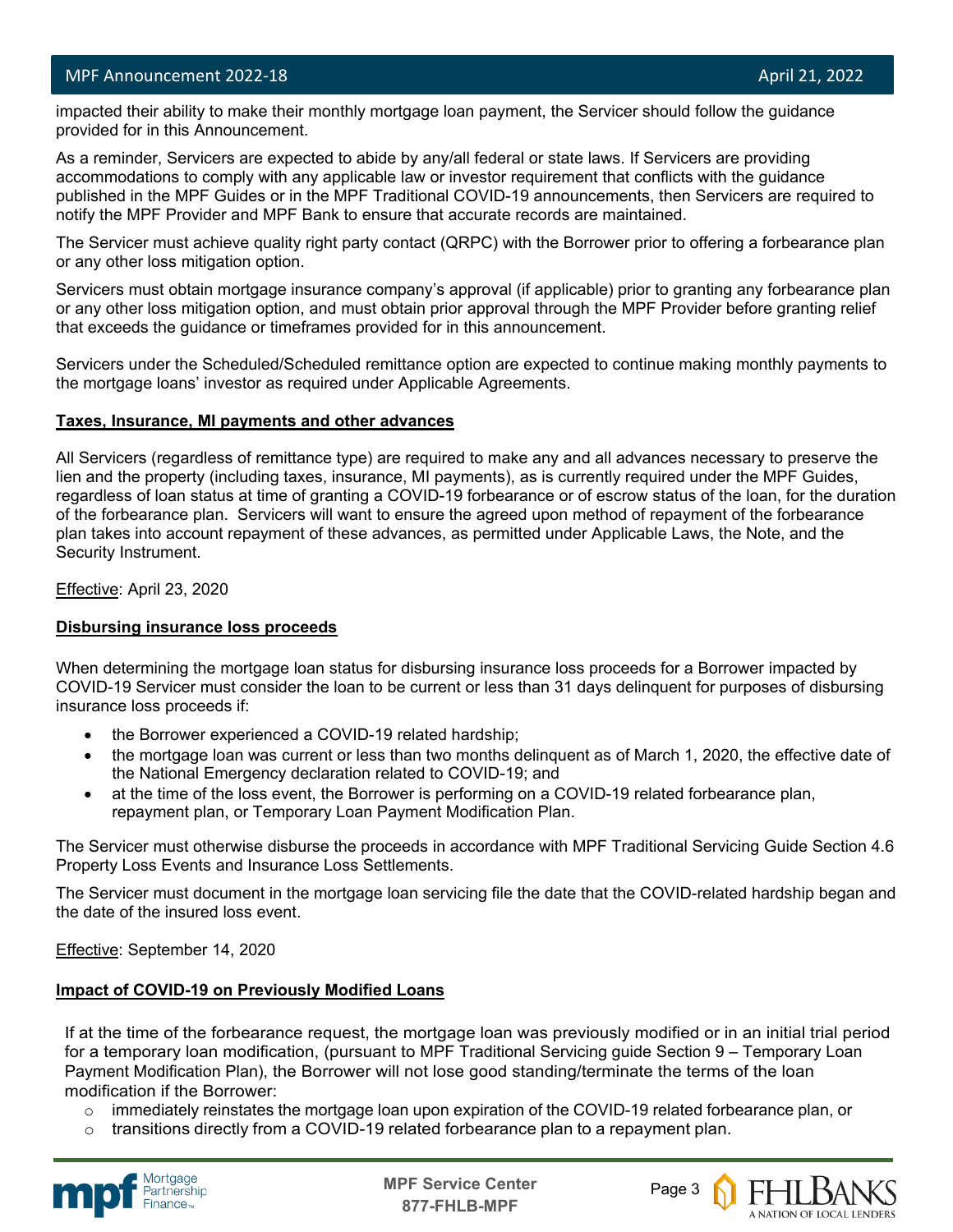impacted their ability to make their monthly mortgage loan payment, the Servicer should follow the guidance provided for in this Announcement.

As a reminder, Servicers are expected to abide by any/all federal or state laws. If Servicers are providing accommodations to comply with any applicable law or investor requirement that conflicts with the guidance published in the MPF Guides or in the MPF Traditional COVID-19 announcements, then Servicers are required to notify the MPF Provider and MPF Bank to ensure that accurate records are maintained.

The Servicer must achieve quality right party contact (QRPC) with the Borrower prior to offering a forbearance plan or any other loss mitigation option.

Servicers must obtain mortgage insurance company's approval (if applicable) prior to granting any forbearance plan or any other loss mitigation option, and must obtain prior approval through the MPF Provider before granting relief that exceeds the guidance or timeframes provided for in this announcement.

Servicers under the Scheduled/Scheduled remittance option are expected to continue making monthly payments to the mortgage loans' investor as required under Applicable Agreements.

**Taxes, Insurance, MI payments and other advances**

All Servicers (regardless of remittance type) are required to make any and all advances necessary to preserve the lien and the property (including taxes, insurance, MI payments), as is currently required under the MPF Guides, regardless of loan status at time of granting a COVID-19 forbearance or of escrow status of the loan, for the duration of the forbearance plan. Servicers will want to ensure the agreed upon method of repayment of the forbearance plan takes into account repayment of these advances, as permitted under Applicable Laws, the Note, and the Security Instrument.

Effective: April 23, 2020

**Disbursing insurance loss proceeds**

When determining the mortgage loan status for disbursing insurance loss proceeds for a Borrower impacted by COVID-19 Servicer must consider the loan to be current or less than 31 days delinquent for purposes of disbursing insurance loss proceeds if:

- the Borrower experienced a COVID-19 related hardship;
- the mortgage loan was current or less than two months delinquent as of March 1, 2020, the effective date of the National Emergency declaration related to COVID-19; and
- at the time of the loss event, the Borrower is performing on a COVID-19 related forbearance plan, repayment plan, or Temporary Loan Payment Modification Plan.

The Servicer must otherwise disburse the proceeds in accordance with MPF Traditional Servicing Guide Section 4.6 Property Loss Events and Insurance Loss Settlements.

The Servicer must document in the mortgage loan servicing file the date that the COVID-related hardship began and the date of the insured loss event.

Effective: September 14, 2020

**Impact of COVID-19 on Previously Modified Loans**

If at the time of the forbearance request, the mortgage loan was previously modified or in an initial trial period for a temporary loan modification, (pursuant to MPF Traditional Servicing guide Section 9 – Temporary Loan Payment Modification Plan), the Borrower will not lose good standing/terminate the terms of the loan modification if the Borrower:

- immediately reinstates the mortgage loan upon expiration of the COVID-19 related forbearance plan, or
- transitions directly from a COVID-19 related forbearance plan to a repayment plan.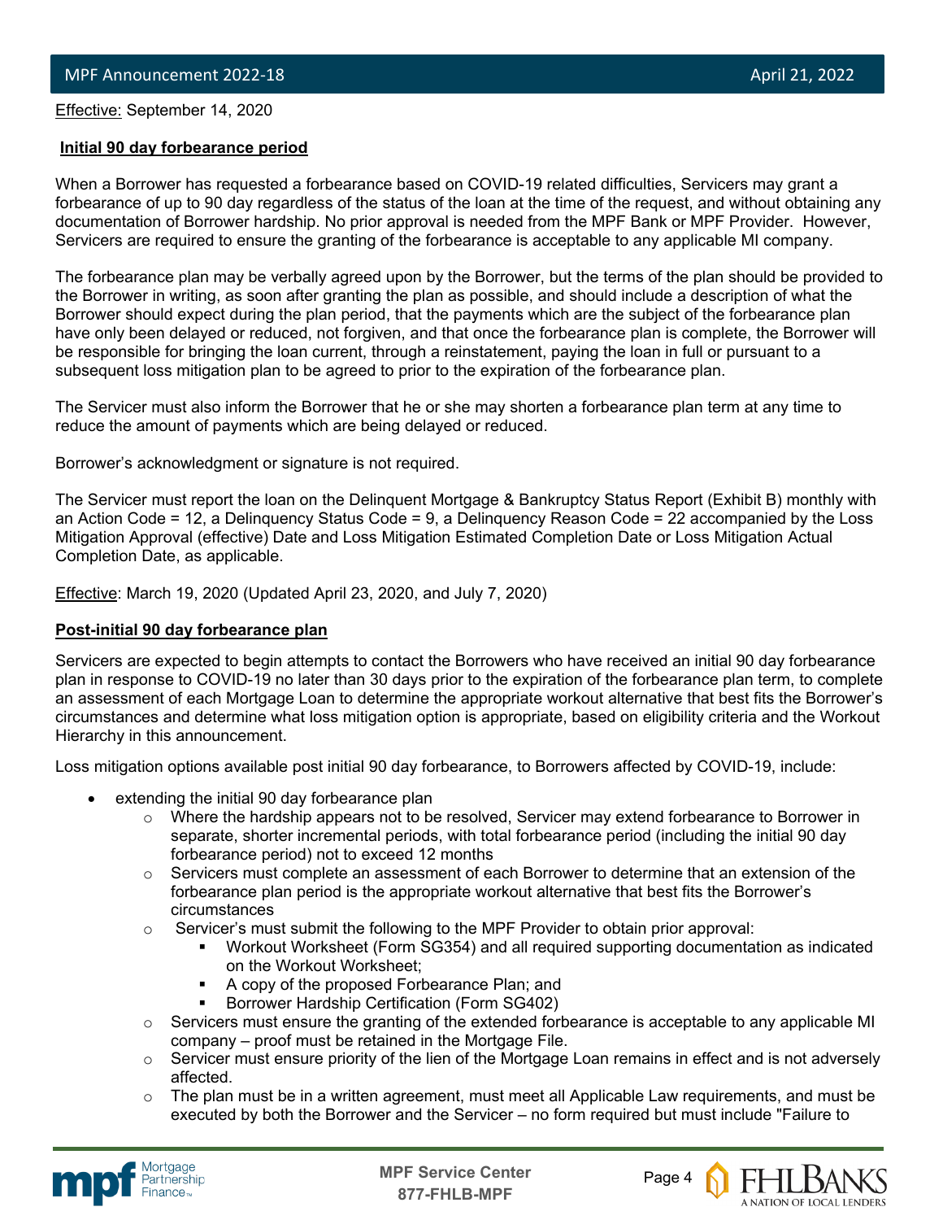Effective: September 14, 2020

**Initial 90 day forbearance period**

When a Borrower has requested a forbearance based on COVID-19 related difficulties, Servicers may grant a forbearance of up to 90 day regardless of the status of the loan at the time of the request, and without obtaining any documentation of Borrower hardship. No prior approval is needed from the MPF Bank or MPF Provider. However, Servicers are required to ensure the granting of the forbearance is acceptable to any applicable MI company.

The forbearance plan may be verbally agreed upon by the Borrower, but the terms of the plan should be provided to the Borrower in writing, as soon after granting the plan as possible, and should include a description of what the Borrower should expect during the plan period, that the payments which are the subject of the forbearance plan have only been delayed or reduced, not forgiven, and that once the forbearance plan is complete, the Borrower will be responsible for bringing the loan current, through a reinstatement, paying the loan in full or pursuant to a subsequent loss mitigation plan to be agreed to prior to the expiration of the forbearance plan.

The Servicer must also inform the Borrower that he or she may shorten a forbearance plan term at any time to reduce the amount of payments which are being delayed or reduced.

Borrower's acknowledgment or signature is not required.

The Servicer must report the loan on the Delinquent Mortgage & Bankruptcy Status Report (Exhibit B) monthly with an Action Code = 12, a Delinquency Status Code = 9, a Delinquency Reason Code = 22 accompanied by the Loss Mitigation Approval (effective) Date and Loss Mitigation Estimated Completion Date or Loss Mitigation Actual Completion Date, as applicable.

Effective: March 19, 2020 (Updated April 23, 2020, and July 7, 2020)

**Post-initial 90 day forbearance plan**

Servicers are expected to begin attempts to contact the Borrowers who have received an initial 90 day forbearance plan in response to COVID-19 no later than 30 days prior to the expiration of the forbearance plan term, to complete an assessment of each Mortgage Loan to determine the appropriate workout alternative that best fits the Borrower's circumstances and determine what loss mitigation option is appropriate, based on eligibility criteria and the Workout Hierarchy in this announcement.

Loss mitigation options available post initial 90 day forbearance, to Borrowers affected by COVID-19, include:

- extending the initial 90 day forbearance plan
  - Where the hardship appears not to be resolved, Servicer may extend forbearance to Borrower in separate, shorter incremental periods, with total forbearance period (including the initial 90 day forbearance period) not to exceed 12 months
  - Servicers must complete an assessment of each Borrower to determine that an extension of the forbearance plan period is the appropriate workout alternative that best fits the Borrower's circumstances
  - Servicer's must submit the following to the MPF Provider to obtain prior approval:
    - Workout Worksheet (Form SG354) and all required supporting documentation as indicated on the Workout Worksheet;
    - A copy of the proposed Forbearance Plan; and
    - Borrower Hardship Certification (Form SG402)
  - Servicers must ensure the granting of the extended forbearance is acceptable to any applicable MI company – proof must be retained in the Mortgage File.
  - Servicer must ensure priority of the lien of the Mortgage Loan remains in effect and is not adversely affected.
  - The plan must be in a written agreement, must meet all Applicable Law requirements, and must be executed by both the Borrower and the Servicer – no form required but must include "Failure to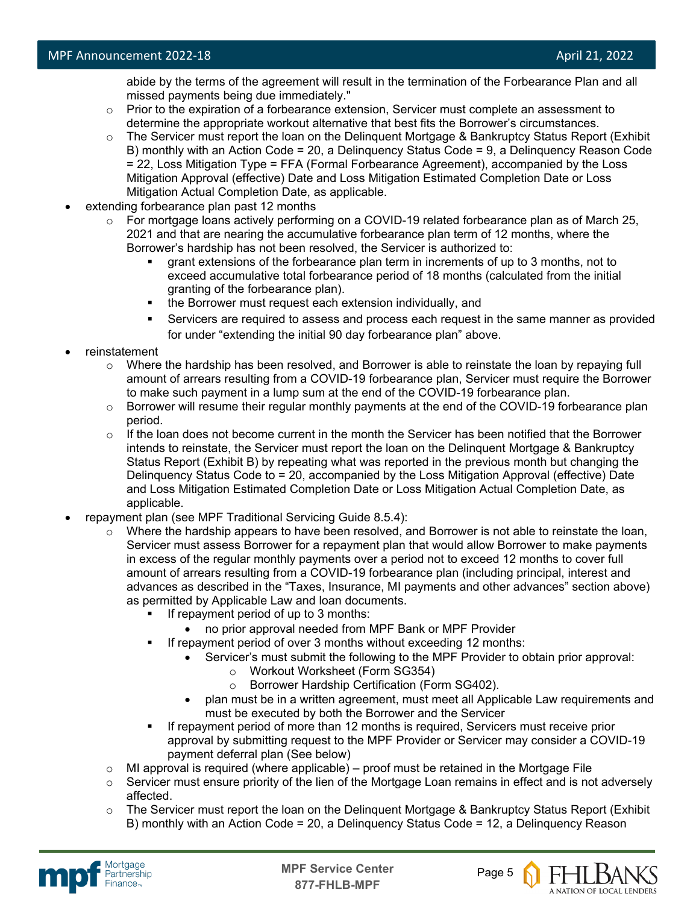abide by the terms of the agreement will result in the termination of the Forbearance Plan and all missed payments being due immediately."
  - Prior to the expiration of a forbearance extension, Servicer must complete an assessment to determine the appropriate workout alternative that best fits the Borrower's circumstances.
  - The Servicer must report the loan on the Delinquent Mortgage & Bankruptcy Status Report (Exhibit B) monthly with an Action Code = 20, a Delinquency Status Code = 9, a Delinquency Reason Code = 22, Loss Mitigation Type = FFA (Formal Forbearance Agreement), accompanied by the Loss Mitigation Approval (effective) Date and Loss Mitigation Estimated Completion Date or Loss Mitigation Actual Completion Date, as applicable.
- extending forbearance plan past 12 months
  - For mortgage loans actively performing on a COVID-19 related forbearance plan as of March 25, 2021 and that are nearing the accumulative forbearance plan term of 12 months, where the Borrower's hardship has not been resolved, the Servicer is authorized to:
    - grant extensions of the forbearance plan term in increments of up to 3 months, not to exceed accumulative total forbearance period of 18 months (calculated from the initial granting of the forbearance plan).
    - the Borrower must request each extension individually, and
    - Servicers are required to assess and process each request in the same manner as provided for under "extending the initial 90 day forbearance plan" above.
- reinstatement
  - Where the hardship has been resolved, and Borrower is able to reinstate the loan by repaying full amount of arrears resulting from a COVID-19 forbearance plan, Servicer must require the Borrower to make such payment in a lump sum at the end of the COVID-19 forbearance plan.
  - Borrower will resume their regular monthly payments at the end of the COVID-19 forbearance plan period.
  - If the loan does not become current in the month the Servicer has been notified that the Borrower intends to reinstate, the Servicer must report the loan on the Delinquent Mortgage & Bankruptcy Status Report (Exhibit B) by repeating what was reported in the previous month but changing the Delinquency Status Code to = 20, accompanied by the Loss Mitigation Approval (effective) Date and Loss Mitigation Estimated Completion Date or Loss Mitigation Actual Completion Date, as applicable.
- repayment plan (see MPF Traditional Servicing Guide 8.5.4):
  - Where the hardship appears to have been resolved, and Borrower is not able to reinstate the loan, Servicer must assess Borrower for a repayment plan that would allow Borrower to make payments in excess of the regular monthly payments over a period not to exceed 12 months to cover full amount of arrears resulting from a COVID-19 forbearance plan (including principal, interest and advances as described in the "Taxes, Insurance, MI payments and other advances" section above) as permitted by Applicable Law and loan documents.
    - If repayment period of up to 3 months:
      - no prior approval needed from MPF Bank or MPF Provider
    - If repayment period of over 3 months without exceeding 12 months:
      - Servicer's must submit the following to the MPF Provider to obtain prior approval:
        - Workout Worksheet (Form SG354)
        - Borrower Hardship Certification (Form SG402).
      - plan must be in a written agreement, must meet all Applicable Law requirements and must be executed by both the Borrower and the Servicer
    - If repayment period of more than 12 months is required, Servicers must receive prior approval by submitting request to the MPF Provider or Servicer may consider a COVID-19 payment deferral plan (See below)
  - MI approval is required (where applicable) – proof must be retained in the Mortgage File
  - Servicer must ensure priority of the lien of the Mortgage Loan remains in effect and is not adversely affected.
  - The Servicer must report the loan on the Delinquent Mortgage & Bankruptcy Status Report (Exhibit B) monthly with an Action Code = 20, a Delinquency Status Code = 12, a Delinquency Reason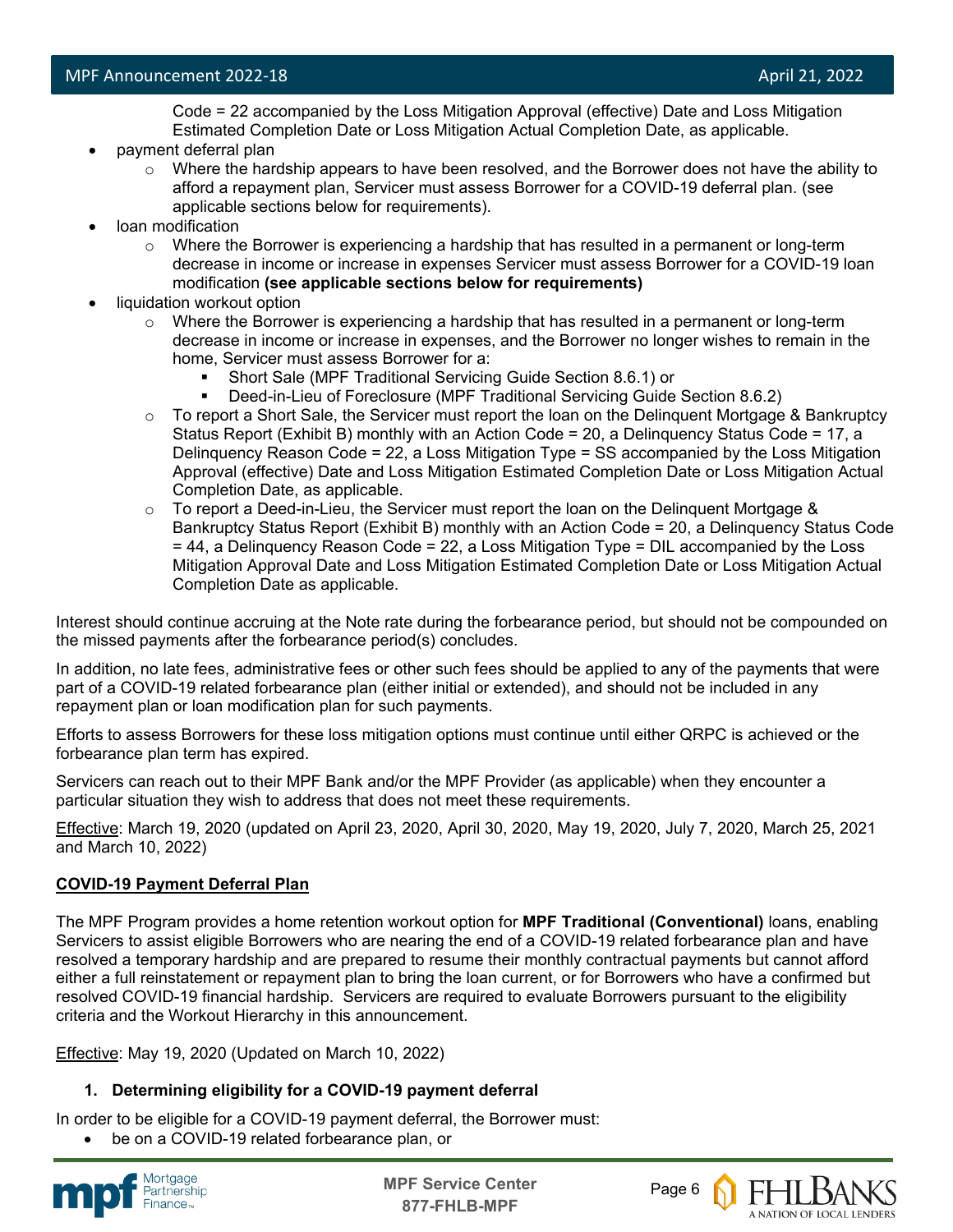Code = 22 accompanied by the Loss Mitigation Approval (effective) Date and Loss Mitigation Estimated Completion Date or Loss Mitigation Actual Completion Date, as applicable.

- payment deferral plan
  - Where the hardship appears to have been resolved, and the Borrower does not have the ability to afford a repayment plan, Servicer must assess Borrower for a COVID-19 deferral plan. (see applicable sections below for requirements).
- loan modification
  - Where the Borrower is experiencing a hardship that has resulted in a permanent or long-term decrease in income or increase in expenses Servicer must assess Borrower for a COVID-19 loan modification **(see applicable sections below for requirements)**
- liquidation workout option
  - Where the Borrower is experiencing a hardship that has resulted in a permanent or long-term decrease in income or increase in expenses, and the Borrower no longer wishes to remain in the home, Servicer must assess Borrower for a:
    - Short Sale (MPF Traditional Servicing Guide Section 8.6.1) or
    - Deed-in-Lieu of Foreclosure (MPF Traditional Servicing Guide Section 8.6.2)
  - To report a Short Sale, the Servicer must report the loan on the Delinquent Mortgage & Bankruptcy Status Report (Exhibit B) monthly with an Action Code = 20, a Delinquency Status Code = 17, a Delinquency Reason Code = 22, a Loss Mitigation Type = SS accompanied by the Loss Mitigation Approval (effective) Date and Loss Mitigation Estimated Completion Date or Loss Mitigation Actual Completion Date, as applicable.
  - To report a Deed-in-Lieu, the Servicer must report the loan on the Delinquent Mortgage & Bankruptcy Status Report (Exhibit B) monthly with an Action Code = 20, a Delinquency Status Code = 44, a Delinquency Reason Code = 22, a Loss Mitigation Type = DIL accompanied by the Loss Mitigation Approval Date and Loss Mitigation Estimated Completion Date or Loss Mitigation Actual Completion Date as applicable.

Interest should continue accruing at the Note rate during the forbearance period, but should not be compounded on the missed payments after the forbearance period(s) concludes.

In addition, no late fees, administrative fees or other such fees should be applied to any of the payments that were part of a COVID-19 related forbearance plan (either initial or extended), and should not be included in any repayment plan or loan modification plan for such payments.

Efforts to assess Borrowers for these loss mitigation options must continue until either QRPC is achieved or the forbearance plan term has expired.

Servicers can reach out to their MPF Bank and/or the MPF Provider (as applicable) when they encounter a particular situation they wish to address that does not meet these requirements.

Effective: March 19, 2020 (updated on April 23, 2020, April 30, 2020, May 19, 2020, July 7, 2020, March 25, 2021 and March 10, 2022)

## COVID-19 Payment Deferral Plan

The MPF Program provides a home retention workout option for **MPF Traditional (Conventional)** loans, enabling Servicers to assist eligible Borrowers who are nearing the end of a COVID-19 related forbearance plan and have resolved a temporary hardship and are prepared to resume their monthly contractual payments but cannot afford either a full reinstatement or repayment plan to bring the loan current, or for Borrowers who have a confirmed but resolved COVID-19 financial hardship. Servicers are required to evaluate Borrowers pursuant to the eligibility criteria and the Workout Hierarchy in this announcement.

Effective: May 19, 2020 (Updated on March 10, 2022)

### 1. Determining eligibility for a COVID-19 payment deferral

In order to be eligible for a COVID-19 payment deferral, the Borrower must:

- be on a COVID-19 related forbearance plan, or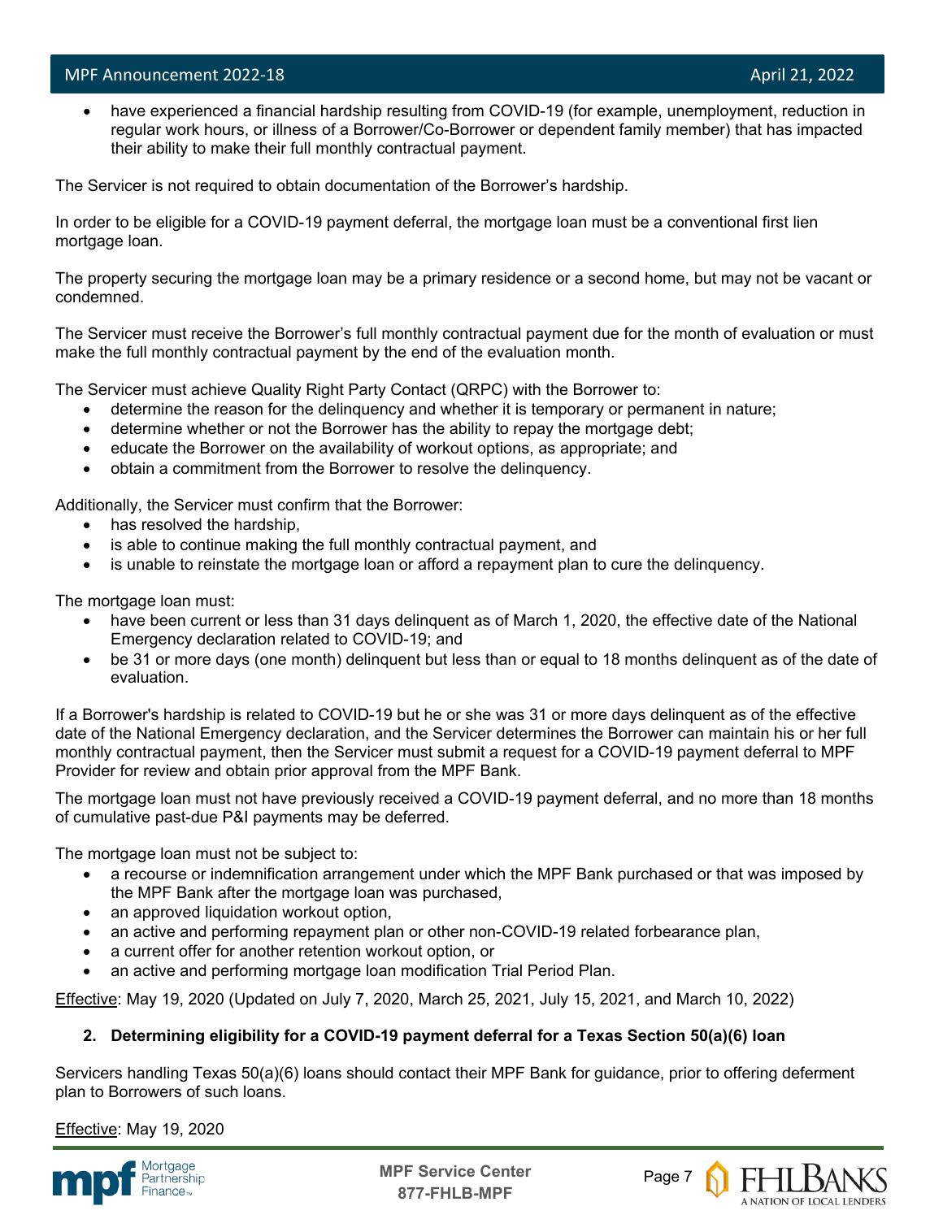- have experienced a financial hardship resulting from COVID-19 (for example, unemployment, reduction in regular work hours, or illness of a Borrower/Co-Borrower or dependent family member) that has impacted their ability to make their full monthly contractual payment.

The Servicer is not required to obtain documentation of the Borrower's hardship.

In order to be eligible for a COVID-19 payment deferral, the mortgage loan must be a conventional first lien mortgage loan.

The property securing the mortgage loan may be a primary residence or a second home, but may not be vacant or condemned.

The Servicer must receive the Borrower's full monthly contractual payment due for the month of evaluation or must make the full monthly contractual payment by the end of the evaluation month.

The Servicer must achieve Quality Right Party Contact (QRPC) with the Borrower to:

- determine the reason for the delinquency and whether it is temporary or permanent in nature;
- determine whether or not the Borrower has the ability to repay the mortgage debt;
- educate the Borrower on the availability of workout options, as appropriate; and
- obtain a commitment from the Borrower to resolve the delinquency.

Additionally, the Servicer must confirm that the Borrower:

- has resolved the hardship,
- is able to continue making the full monthly contractual payment, and
- is unable to reinstate the mortgage loan or afford a repayment plan to cure the delinquency.

The mortgage loan must:

- have been current or less than 31 days delinquent as of March 1, 2020, the effective date of the National Emergency declaration related to COVID-19; and
- be 31 or more days (one month) delinquent but less than or equal to 18 months delinquent as of the date of evaluation.

If a Borrower's hardship is related to COVID-19 but he or she was 31 or more days delinquent as of the effective date of the National Emergency declaration, and the Servicer determines the Borrower can maintain his or her full monthly contractual payment, then the Servicer must submit a request for a COVID-19 payment deferral to MPF Provider for review and obtain prior approval from the MPF Bank.

The mortgage loan must not have previously received a COVID-19 payment deferral, and no more than 18 months of cumulative past-due P&I payments may be deferred.

The mortgage loan must not be subject to:

- a recourse or indemnification arrangement under which the MPF Bank purchased or that was imposed by the MPF Bank after the mortgage loan was purchased,
- an approved liquidation workout option,
- an active and performing repayment plan or other non-COVID-19 related forbearance plan,
- a current offer for another retention workout option, or
- an active and performing mortgage loan modification Trial Period Plan.

Effective: May 19, 2020 (Updated on July 7, 2020, March 25, 2021, July 15, 2021, and March 10, 2022)

**2. Determining eligibility for a COVID-19 payment deferral for a Texas Section 50(a)(6) loan**

Servicers handling Texas 50(a)(6) loans should contact their MPF Bank for guidance, prior to offering deferment plan to Borrowers of such loans.

Effective: May 19, 2020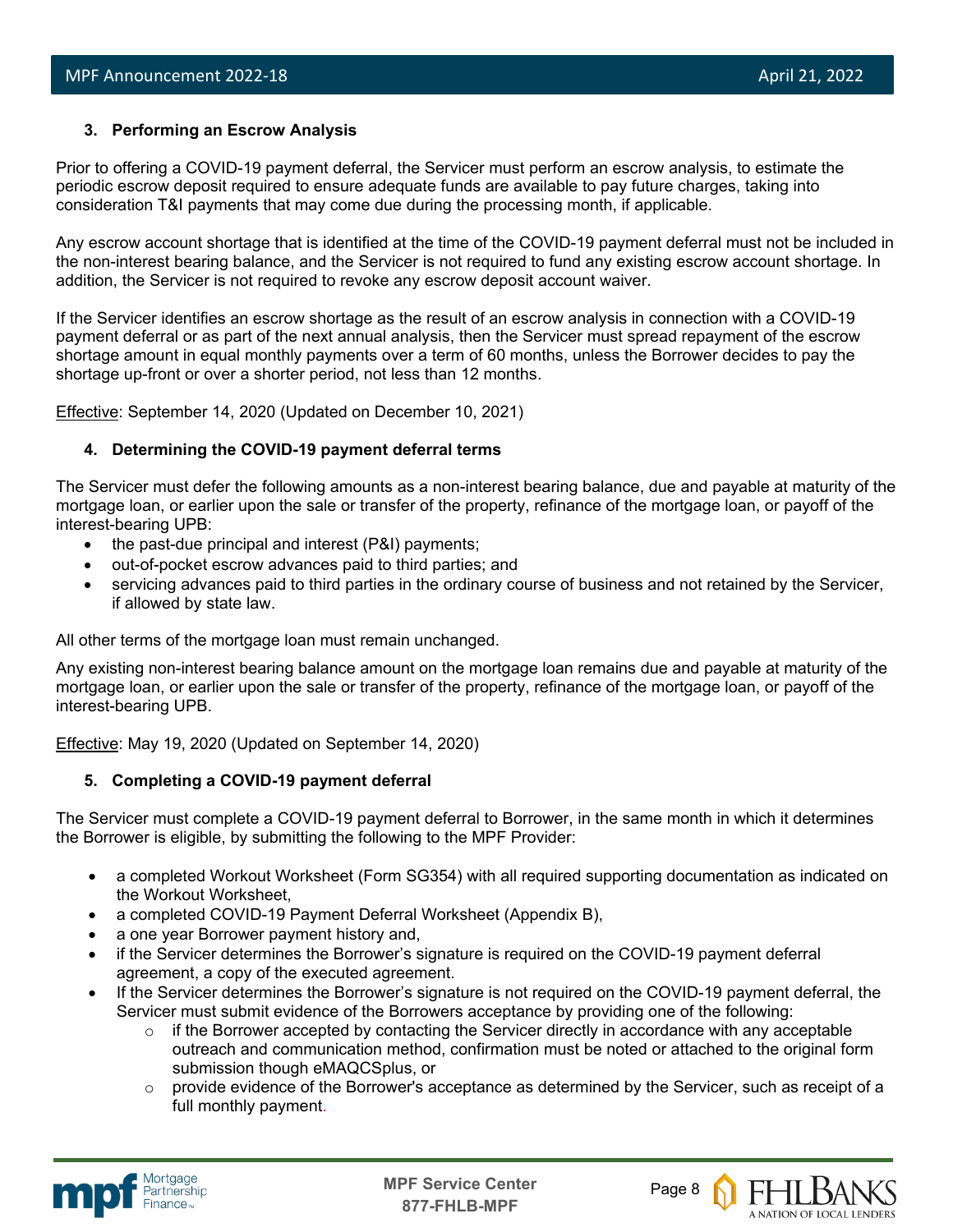### 3. Performing an Escrow Analysis

Prior to offering a COVID-19 payment deferral, the Servicer must perform an escrow analysis, to estimate the periodic escrow deposit required to ensure adequate funds are available to pay future charges, taking into consideration T&I payments that may come due during the processing month, if applicable.

Any escrow account shortage that is identified at the time of the COVID-19 payment deferral must not be included in the non-interest bearing balance, and the Servicer is not required to fund any existing escrow account shortage. In addition, the Servicer is not required to revoke any escrow deposit account waiver.

If the Servicer identifies an escrow shortage as the result of an escrow analysis in connection with a COVID-19 payment deferral or as part of the next annual analysis, then the Servicer must spread repayment of the escrow shortage amount in equal monthly payments over a term of 60 months, unless the Borrower decides to pay the shortage up-front or over a shorter period, not less than 12 months.

Effective: September 14, 2020 (Updated on December 10, 2021)

### 4. Determining the COVID-19 payment deferral terms

The Servicer must defer the following amounts as a non-interest bearing balance, due and payable at maturity of the mortgage loan, or earlier upon the sale or transfer of the property, refinance of the mortgage loan, or payoff of the interest-bearing UPB:

- the past-due principal and interest (P&I) payments;
- out-of-pocket escrow advances paid to third parties; and
- servicing advances paid to third parties in the ordinary course of business and not retained by the Servicer, if allowed by state law.

All other terms of the mortgage loan must remain unchanged.

Any existing non-interest bearing balance amount on the mortgage loan remains due and payable at maturity of the mortgage loan, or earlier upon the sale or transfer of the property, refinance of the mortgage loan, or payoff of the interest-bearing UPB.

Effective: May 19, 2020 (Updated on September 14, 2020)

### 5. Completing a COVID-19 payment deferral

The Servicer must complete a COVID-19 payment deferral to Borrower, in the same month in which it determines the Borrower is eligible, by submitting the following to the MPF Provider:

- a completed Workout Worksheet (Form SG354) with all required supporting documentation as indicated on the Workout Worksheet,
- a completed COVID-19 Payment Deferral Worksheet (Appendix B),
- a one year Borrower payment history and,
- if the Servicer determines the Borrower's signature is required on the COVID-19 payment deferral agreement, a copy of the executed agreement.
- If the Servicer determines the Borrower's signature is not required on the COVID-19 payment deferral, the Servicer must submit evidence of the Borrowers acceptance by providing one of the following:
  - if the Borrower accepted by contacting the Servicer directly in accordance with any acceptable outreach and communication method, confirmation must be noted or attached to the original form submission though eMAQCSplus, or
  - provide evidence of the Borrower's acceptance as determined by the Servicer, such as receipt of a full monthly payment.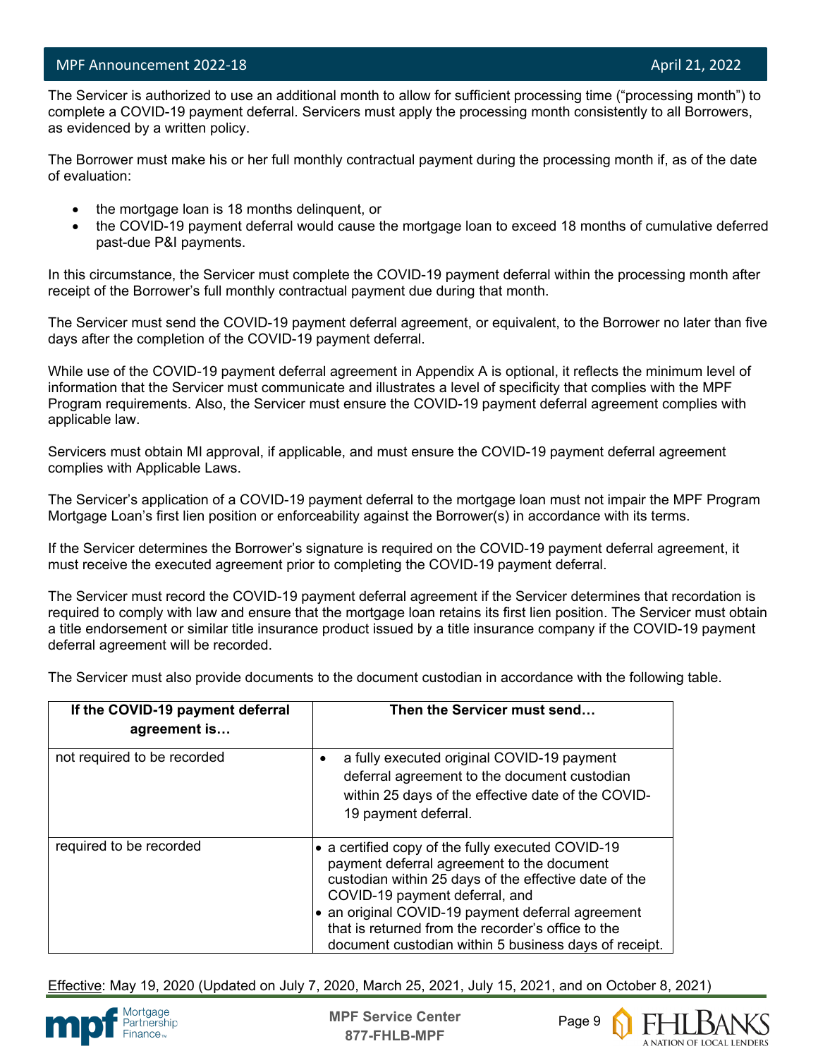The Servicer is authorized to use an additional month to allow for sufficient processing time ("processing month") to complete a COVID-19 payment deferral. Servicers must apply the processing month consistently to all Borrowers, as evidenced by a written policy.

The Borrower must make his or her full monthly contractual payment during the processing month if, as of the date of evaluation:

- the mortgage loan is 18 months delinquent, or
- the COVID-19 payment deferral would cause the mortgage loan to exceed 18 months of cumulative deferred past-due P&I payments.

In this circumstance, the Servicer must complete the COVID-19 payment deferral within the processing month after receipt of the Borrower's full monthly contractual payment due during that month.

The Servicer must send the COVID-19 payment deferral agreement, or equivalent, to the Borrower no later than five days after the completion of the COVID-19 payment deferral.

While use of the COVID-19 payment deferral agreement in Appendix A is optional, it reflects the minimum level of information that the Servicer must communicate and illustrates a level of specificity that complies with the MPF Program requirements. Also, the Servicer must ensure the COVID-19 payment deferral agreement complies with applicable law.

Servicers must obtain MI approval, if applicable, and must ensure the COVID-19 payment deferral agreement complies with Applicable Laws.

The Servicer's application of a COVID-19 payment deferral to the mortgage loan must not impair the MPF Program Mortgage Loan's first lien position or enforceability against the Borrower(s) in accordance with its terms.

If the Servicer determines the Borrower's signature is required on the COVID-19 payment deferral agreement, it must receive the executed agreement prior to completing the COVID-19 payment deferral.

The Servicer must record the COVID-19 payment deferral agreement if the Servicer determines that recordation is required to comply with law and ensure that the mortgage loan retains its first lien position. The Servicer must obtain a title endorsement or similar title insurance product issued by a title insurance company if the COVID-19 payment deferral agreement will be recorded.

The Servicer must also provide documents to the document custodian in accordance with the following table.

| If the COVID-19 payment deferral agreement is… | Then the Servicer must send… |
|---|---|
| not required to be recorded | • a fully executed original COVID-19 payment deferral agreement to the document custodian within 25 days of the effective date of the COVID-19 payment deferral. |
| required to be recorded | • a certified copy of the fully executed COVID-19 payment deferral agreement to the document custodian within 25 days of the effective date of the COVID-19 payment deferral, and<br>• an original COVID-19 payment deferral agreement that is returned from the recorder's office to the document custodian within 5 business days of receipt. |

Effective: May 19, 2020 (Updated on July 7, 2020, March 25, 2021, July 15, 2021, and on October 8, 2021)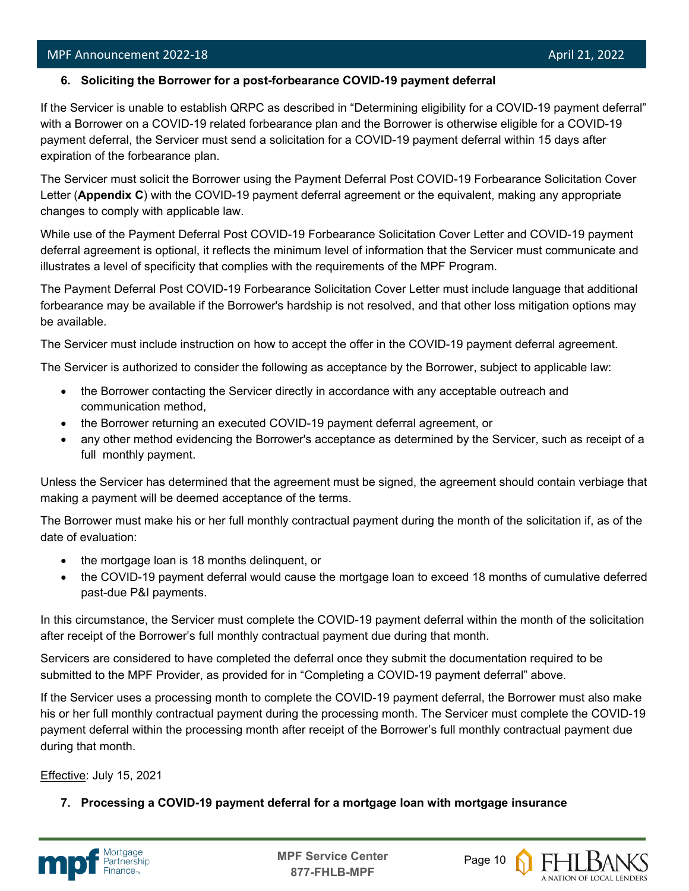### 6. Soliciting the Borrower for a post-forbearance COVID-19 payment deferral

If the Servicer is unable to establish QRPC as described in "Determining eligibility for a COVID-19 payment deferral" with a Borrower on a COVID-19 related forbearance plan and the Borrower is otherwise eligible for a COVID-19 payment deferral, the Servicer must send a solicitation for a COVID-19 payment deferral within 15 days after expiration of the forbearance plan.

The Servicer must solicit the Borrower using the Payment Deferral Post COVID-19 Forbearance Solicitation Cover Letter (**Appendix C**) with the COVID-19 payment deferral agreement or the equivalent, making any appropriate changes to comply with applicable law.

While use of the Payment Deferral Post COVID-19 Forbearance Solicitation Cover Letter and COVID-19 payment deferral agreement is optional, it reflects the minimum level of information that the Servicer must communicate and illustrates a level of specificity that complies with the requirements of the MPF Program.

The Payment Deferral Post COVID-19 Forbearance Solicitation Cover Letter must include language that additional forbearance may be available if the Borrower's hardship is not resolved, and that other loss mitigation options may be available.

The Servicer must include instruction on how to accept the offer in the COVID-19 payment deferral agreement.

The Servicer is authorized to consider the following as acceptance by the Borrower, subject to applicable law:

- the Borrower contacting the Servicer directly in accordance with any acceptable outreach and communication method,
- the Borrower returning an executed COVID-19 payment deferral agreement, or
- any other method evidencing the Borrower's acceptance as determined by the Servicer, such as receipt of a full monthly payment.

Unless the Servicer has determined that the agreement must be signed, the agreement should contain verbiage that making a payment will be deemed acceptance of the terms.

The Borrower must make his or her full monthly contractual payment during the month of the solicitation if, as of the date of evaluation:

- the mortgage loan is 18 months delinquent, or
- the COVID-19 payment deferral would cause the mortgage loan to exceed 18 months of cumulative deferred past-due P&I payments.

In this circumstance, the Servicer must complete the COVID-19 payment deferral within the month of the solicitation after receipt of the Borrower's full monthly contractual payment due during that month.

Servicers are considered to have completed the deferral once they submit the documentation required to be submitted to the MPF Provider, as provided for in "Completing a COVID-19 payment deferral" above.

If the Servicer uses a processing month to complete the COVID-19 payment deferral, the Borrower must also make his or her full monthly contractual payment during the processing month. The Servicer must complete the COVID-19 payment deferral within the processing month after receipt of the Borrower's full monthly contractual payment due during that month.

Effective: July 15, 2021

### 7. Processing a COVID-19 payment deferral for a mortgage loan with mortgage insurance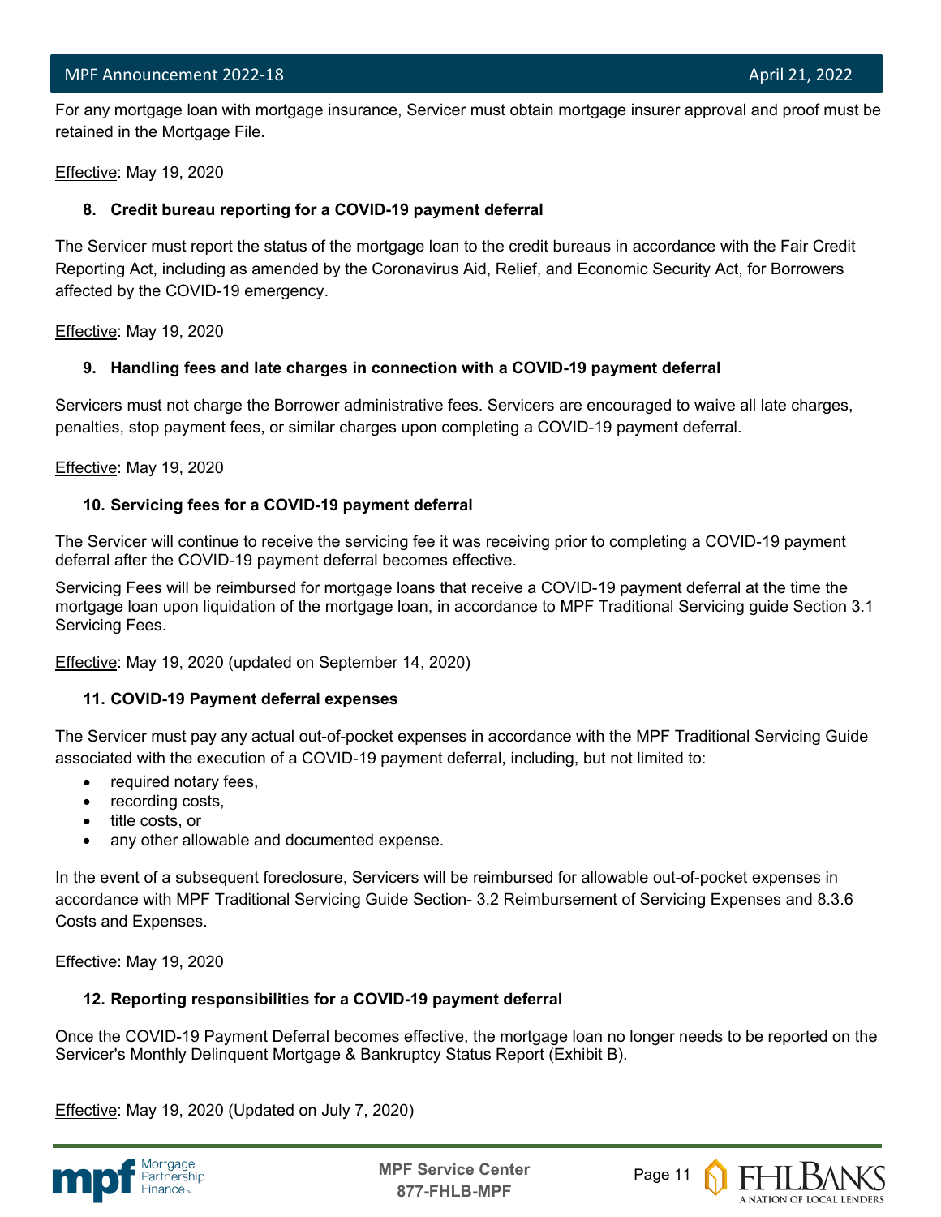For any mortgage loan with mortgage insurance, Servicer must obtain mortgage insurer approval and proof must be retained in the Mortgage File.

Effective: May 19, 2020

**8. Credit bureau reporting for a COVID-19 payment deferral**

The Servicer must report the status of the mortgage loan to the credit bureaus in accordance with the Fair Credit Reporting Act, including as amended by the Coronavirus Aid, Relief, and Economic Security Act, for Borrowers affected by the COVID-19 emergency.

Effective: May 19, 2020

**9. Handling fees and late charges in connection with a COVID-19 payment deferral**

Servicers must not charge the Borrower administrative fees. Servicers are encouraged to waive all late charges, penalties, stop payment fees, or similar charges upon completing a COVID-19 payment deferral.

Effective: May 19, 2020

**10. Servicing fees for a COVID-19 payment deferral**

The Servicer will continue to receive the servicing fee it was receiving prior to completing a COVID-19 payment deferral after the COVID-19 payment deferral becomes effective.

Servicing Fees will be reimbursed for mortgage loans that receive a COVID-19 payment deferral at the time the mortgage loan upon liquidation of the mortgage loan, in accordance to MPF Traditional Servicing guide Section 3.1 Servicing Fees.

Effective: May 19, 2020 (updated on September 14, 2020)

**11. COVID-19 Payment deferral expenses**

The Servicer must pay any actual out-of-pocket expenses in accordance with the MPF Traditional Servicing Guide associated with the execution of a COVID-19 payment deferral, including, but not limited to:

- required notary fees,
- recording costs,
- title costs, or
- any other allowable and documented expense.

In the event of a subsequent foreclosure, Servicers will be reimbursed for allowable out-of-pocket expenses in accordance with MPF Traditional Servicing Guide Section- 3.2 Reimbursement of Servicing Expenses and 8.3.6 Costs and Expenses.

Effective: May 19, 2020

**12. Reporting responsibilities for a COVID-19 payment deferral**

Once the COVID-19 Payment Deferral becomes effective, the mortgage loan no longer needs to be reported on the Servicer's Monthly Delinquent Mortgage & Bankruptcy Status Report (Exhibit B).

Effective: May 19, 2020 (Updated on July 7, 2020)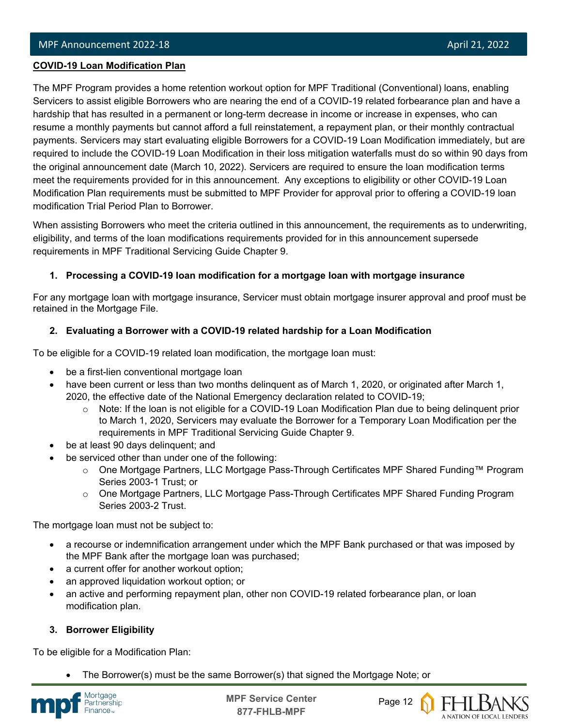**COVID-19 Loan Modification Plan**

The MPF Program provides a home retention workout option for MPF Traditional (Conventional) loans, enabling Servicers to assist eligible Borrowers who are nearing the end of a COVID-19 related forbearance plan and have a hardship that has resulted in a permanent or long-term decrease in income or increase in expenses, who can resume a monthly payments but cannot afford a full reinstatement, a repayment plan, or their monthly contractual payments. Servicers may start evaluating eligible Borrowers for a COVID-19 Loan Modification immediately, but are required to include the COVID-19 Loan Modification in their loss mitigation waterfalls must do so within 90 days from the original announcement date (March 10, 2022). Servicers are required to ensure the loan modification terms meet the requirements provided for in this announcement. Any exceptions to eligibility or other COVID-19 Loan Modification Plan requirements must be submitted to MPF Provider for approval prior to offering a COVID-19 loan modification Trial Period Plan to Borrower.

When assisting Borrowers who meet the criteria outlined in this announcement, the requirements as to underwriting, eligibility, and terms of the loan modifications requirements provided for in this announcement supersede requirements in MPF Traditional Servicing Guide Chapter 9.

1. **Processing a COVID-19 loan modification for a mortgage loan with mortgage insurance**

For any mortgage loan with mortgage insurance, Servicer must obtain mortgage insurer approval and proof must be retained in the Mortgage File.

2. **Evaluating a Borrower with a COVID-19 related hardship for a Loan Modification**

To be eligible for a COVID-19 related loan modification, the mortgage loan must:

- be a first-lien conventional mortgage loan
- have been current or less than two months delinquent as of March 1, 2020, or originated after March 1, 2020, the effective date of the National Emergency declaration related to COVID-19;
  - Note: If the loan is not eligible for a COVID-19 Loan Modification Plan due to being delinquent prior to March 1, 2020, Servicers may evaluate the Borrower for a Temporary Loan Modification per the requirements in MPF Traditional Servicing Guide Chapter 9.
- be at least 90 days delinquent; and
- be serviced other than under one of the following:
  - One Mortgage Partners, LLC Mortgage Pass-Through Certificates MPF Shared Funding™ Program Series 2003-1 Trust; or
  - One Mortgage Partners, LLC Mortgage Pass-Through Certificates MPF Shared Funding Program Series 2003-2 Trust.

The mortgage loan must not be subject to:

- a recourse or indemnification arrangement under which the MPF Bank purchased or that was imposed by the MPF Bank after the mortgage loan was purchased;
- a current offer for another workout option;
- an approved liquidation workout option; or
- an active and performing repayment plan, other non COVID-19 related forbearance plan, or loan modification plan.

3. **Borrower Eligibility**

To be eligible for a Modification Plan:

- The Borrower(s) must be the same Borrower(s) that signed the Mortgage Note; or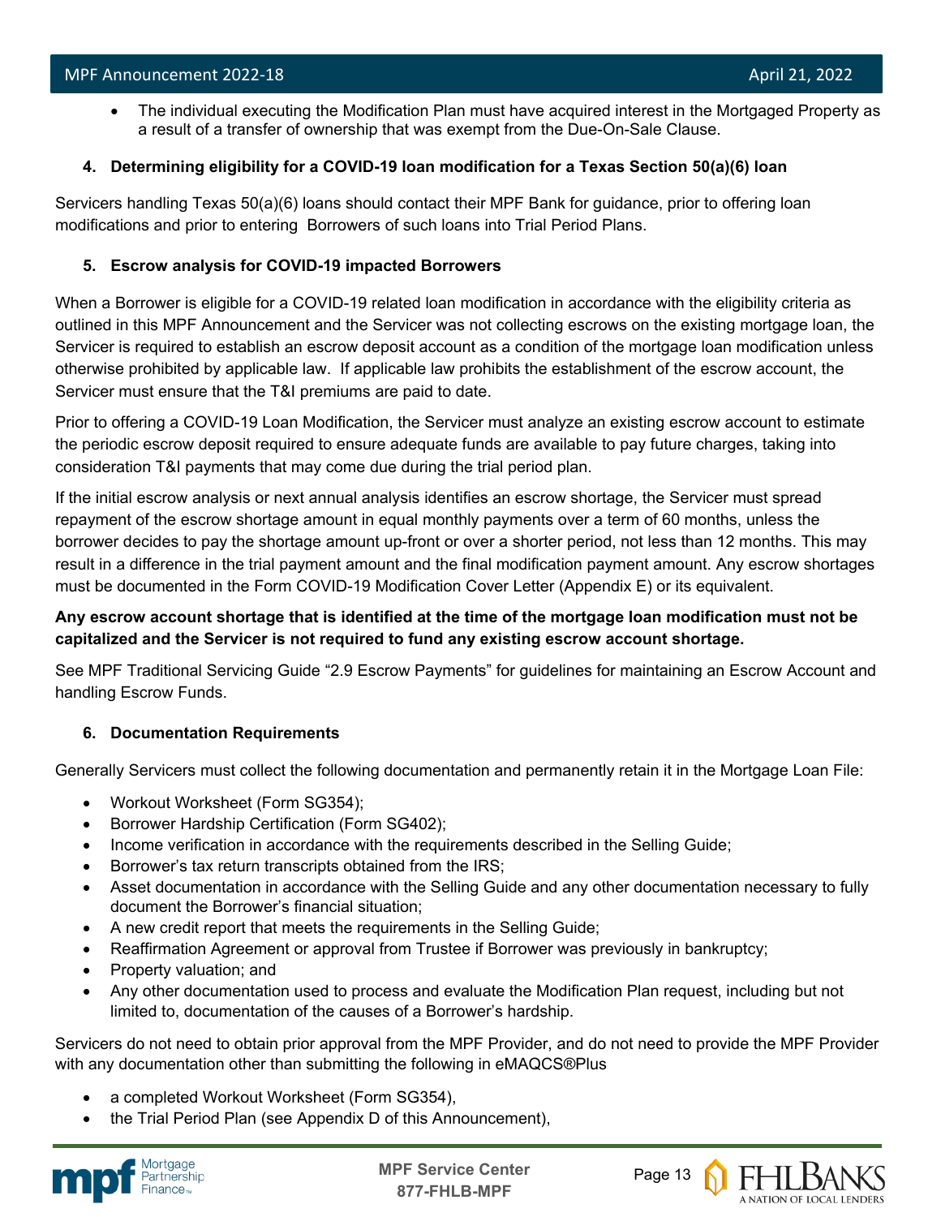- The individual executing the Modification Plan must have acquired interest in the Mortgaged Property as a result of a transfer of ownership that was exempt from the Due-On-Sale Clause.

**4. Determining eligibility for a COVID-19 loan modification for a Texas Section 50(a)(6) loan**

Servicers handling Texas 50(a)(6) loans should contact their MPF Bank for guidance, prior to offering loan modifications and prior to entering Borrowers of such loans into Trial Period Plans.

**5. Escrow analysis for COVID-19 impacted Borrowers**

When a Borrower is eligible for a COVID-19 related loan modification in accordance with the eligibility criteria as outlined in this MPF Announcement and the Servicer was not collecting escrows on the existing mortgage loan, the Servicer is required to establish an escrow deposit account as a condition of the mortgage loan modification unless otherwise prohibited by applicable law. If applicable law prohibits the establishment of the escrow account, the Servicer must ensure that the T&I premiums are paid to date.

Prior to offering a COVID-19 Loan Modification, the Servicer must analyze an existing escrow account to estimate the periodic escrow deposit required to ensure adequate funds are available to pay future charges, taking into consideration T&I payments that may come due during the trial period plan.

If the initial escrow analysis or next annual analysis identifies an escrow shortage, the Servicer must spread repayment of the escrow shortage amount in equal monthly payments over a term of 60 months, unless the borrower decides to pay the shortage amount up-front or over a shorter period, not less than 12 months. This may result in a difference in the trial payment amount and the final modification payment amount. Any escrow shortages must be documented in the Form COVID-19 Modification Cover Letter (Appendix E) or its equivalent.

**Any escrow account shortage that is identified at the time of the mortgage loan modification must not be capitalized and the Servicer is not required to fund any existing escrow account shortage.**

See MPF Traditional Servicing Guide "2.9 Escrow Payments" for guidelines for maintaining an Escrow Account and handling Escrow Funds.

**6. Documentation Requirements**

Generally Servicers must collect the following documentation and permanently retain it in the Mortgage Loan File:

- Workout Worksheet (Form SG354);
- Borrower Hardship Certification (Form SG402);
- Income verification in accordance with the requirements described in the Selling Guide;
- Borrower's tax return transcripts obtained from the IRS;
- Asset documentation in accordance with the Selling Guide and any other documentation necessary to fully document the Borrower's financial situation;
- A new credit report that meets the requirements in the Selling Guide;
- Reaffirmation Agreement or approval from Trustee if Borrower was previously in bankruptcy;
- Property valuation; and
- Any other documentation used to process and evaluate the Modification Plan request, including but not limited to, documentation of the causes of a Borrower's hardship.

Servicers do not need to obtain prior approval from the MPF Provider, and do not need to provide the MPF Provider with any documentation other than submitting the following in eMAQCS®Plus

- a completed Workout Worksheet (Form SG354),
- the Trial Period Plan (see Appendix D of this Announcement),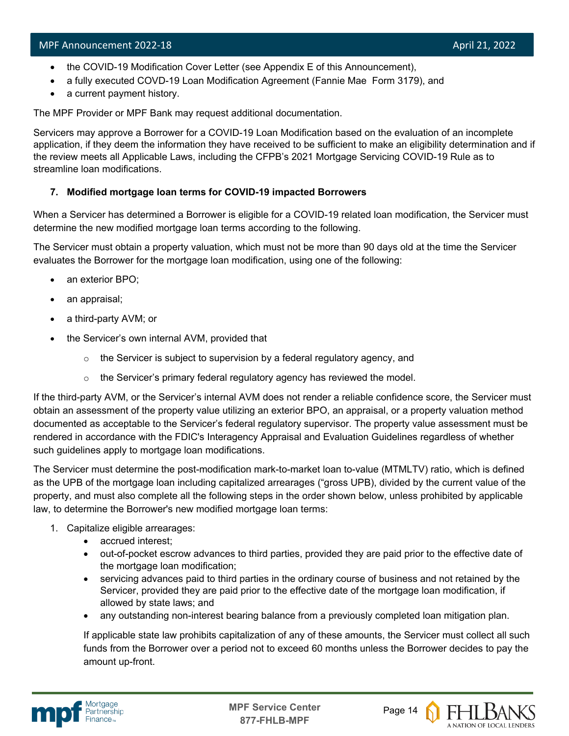- the COVID-19 Modification Cover Letter (see Appendix E of this Announcement),
- a fully executed COVD-19 Loan Modification Agreement (Fannie Mae Form 3179), and
- a current payment history.

The MPF Provider or MPF Bank may request additional documentation.

Servicers may approve a Borrower for a COVID-19 Loan Modification based on the evaluation of an incomplete application, if they deem the information they have received to be sufficient to make an eligibility determination and if the review meets all Applicable Laws, including the CFPB's 2021 Mortgage Servicing COVID-19 Rule as to streamline loan modifications.

**7. Modified mortgage loan terms for COVID-19 impacted Borrowers**

When a Servicer has determined a Borrower is eligible for a COVID-19 related loan modification, the Servicer must determine the new modified mortgage loan terms according to the following.

The Servicer must obtain a property valuation, which must not be more than 90 days old at the time the Servicer evaluates the Borrower for the mortgage loan modification, using one of the following:

- an exterior BPO;
- an appraisal;
- a third-party AVM; or
- the Servicer's own internal AVM, provided that
  - the Servicer is subject to supervision by a federal regulatory agency, and
  - the Servicer's primary federal regulatory agency has reviewed the model.

If the third-party AVM, or the Servicer's internal AVM does not render a reliable confidence score, the Servicer must obtain an assessment of the property value utilizing an exterior BPO, an appraisal, or a property valuation method documented as acceptable to the Servicer's federal regulatory supervisor. The property value assessment must be rendered in accordance with the FDIC's Interagency Appraisal and Evaluation Guidelines regardless of whether such guidelines apply to mortgage loan modifications.

The Servicer must determine the post-modification mark-to-market loan to-value (MTMLTV) ratio, which is defined as the UPB of the mortgage loan including capitalized arrearages ("gross UPB), divided by the current value of the property, and must also complete all the following steps in the order shown below, unless prohibited by applicable law, to determine the Borrower's new modified mortgage loan terms:

1. Capitalize eligible arrearages:
   - accrued interest;
   - out-of-pocket escrow advances to third parties, provided they are paid prior to the effective date of the mortgage loan modification;
   - servicing advances paid to third parties in the ordinary course of business and not retained by the Servicer, provided they are paid prior to the effective date of the mortgage loan modification, if allowed by state laws; and
   - any outstanding non-interest bearing balance from a previously completed loan mitigation plan.

   If applicable state law prohibits capitalization of any of these amounts, the Servicer must collect all such funds from the Borrower over a period not to exceed 60 months unless the Borrower decides to pay the amount up-front.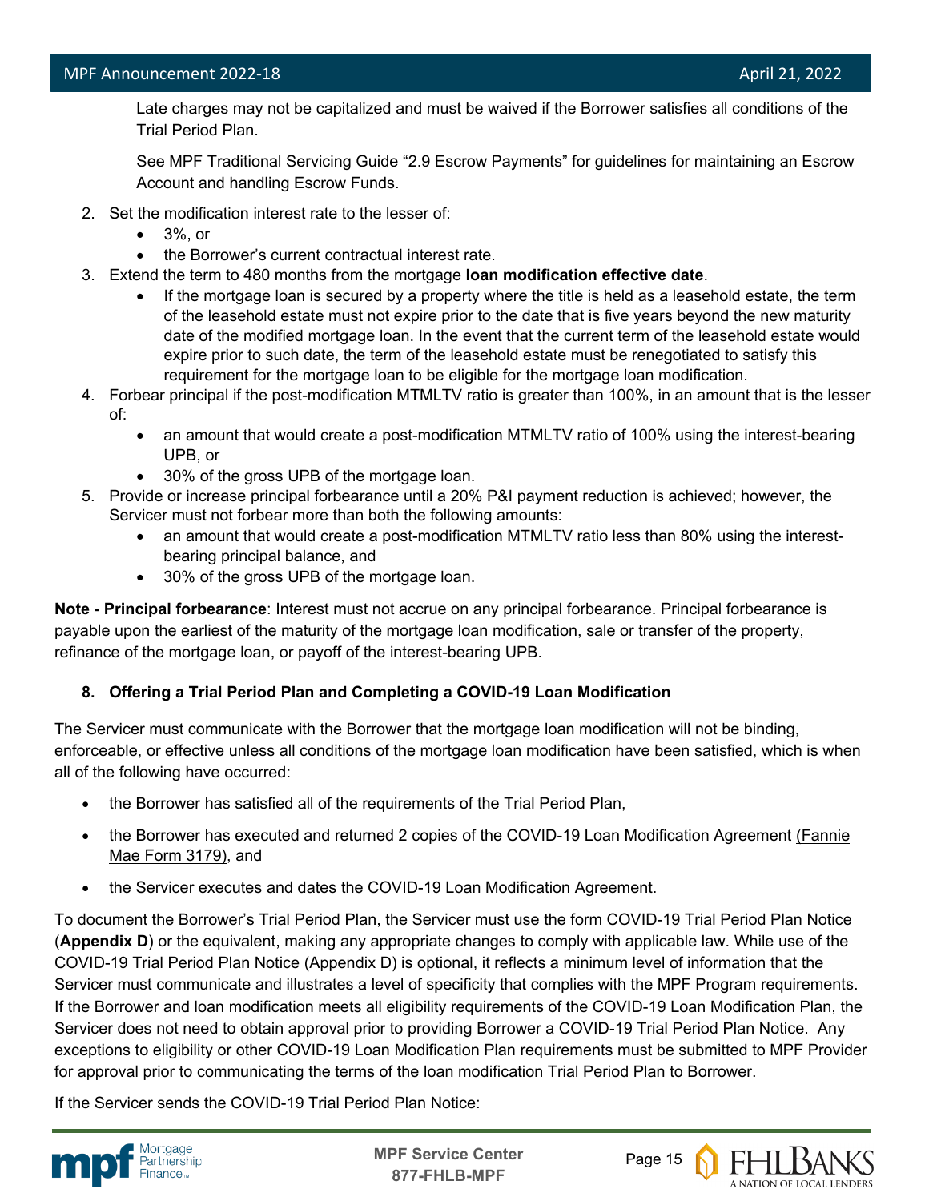Late charges may not be capitalized and must be waived if the Borrower satisfies all conditions of the Trial Period Plan.

See MPF Traditional Servicing Guide "2.9 Escrow Payments" for guidelines for maintaining an Escrow Account and handling Escrow Funds.

2. Set the modification interest rate to the lesser of:
   - 3%, or
   - the Borrower's current contractual interest rate.
3. Extend the term to 480 months from the mortgage **loan modification effective date**.
   - If the mortgage loan is secured by a property where the title is held as a leasehold estate, the term of the leasehold estate must not expire prior to the date that is five years beyond the new maturity date of the modified mortgage loan. In the event that the current term of the leasehold estate would expire prior to such date, the term of the leasehold estate must be renegotiated to satisfy this requirement for the mortgage loan to be eligible for the mortgage loan modification.
4. Forbear principal if the post-modification MTMLTV ratio is greater than 100%, in an amount that is the lesser of:
   - an amount that would create a post-modification MTMLTV ratio of 100% using the interest-bearing UPB, or
   - 30% of the gross UPB of the mortgage loan.
5. Provide or increase principal forbearance until a 20% P&I payment reduction is achieved; however, the Servicer must not forbear more than both the following amounts:
   - an amount that would create a post-modification MTMLTV ratio less than 80% using the interest-bearing principal balance, and
   - 30% of the gross UPB of the mortgage loan.

**Note - Principal forbearance**: Interest must not accrue on any principal forbearance. Principal forbearance is payable upon the earliest of the maturity of the mortgage loan modification, sale or transfer of the property, refinance of the mortgage loan, or payoff of the interest-bearing UPB.

**8. Offering a Trial Period Plan and Completing a COVID-19 Loan Modification**

The Servicer must communicate with the Borrower that the mortgage loan modification will not be binding, enforceable, or effective unless all conditions of the mortgage loan modification have been satisfied, which is when all of the following have occurred:

- the Borrower has satisfied all of the requirements of the Trial Period Plan,
- the Borrower has executed and returned 2 copies of the COVID-19 Loan Modification Agreement (Fannie Mae Form 3179), and
- the Servicer executes and dates the COVID-19 Loan Modification Agreement.

To document the Borrower's Trial Period Plan, the Servicer must use the form COVID-19 Trial Period Plan Notice (**Appendix D**) or the equivalent, making any appropriate changes to comply with applicable law. While use of the COVID-19 Trial Period Plan Notice (Appendix D) is optional, it reflects a minimum level of information that the Servicer must communicate and illustrates a level of specificity that complies with the MPF Program requirements. If the Borrower and loan modification meets all eligibility requirements of the COVID-19 Loan Modification Plan, the Servicer does not need to obtain approval prior to providing Borrower a COVID-19 Trial Period Plan Notice. Any exceptions to eligibility or other COVID-19 Loan Modification Plan requirements must be submitted to MPF Provider for approval prior to communicating the terms of the loan modification Trial Period Plan to Borrower.

If the Servicer sends the COVID-19 Trial Period Plan Notice: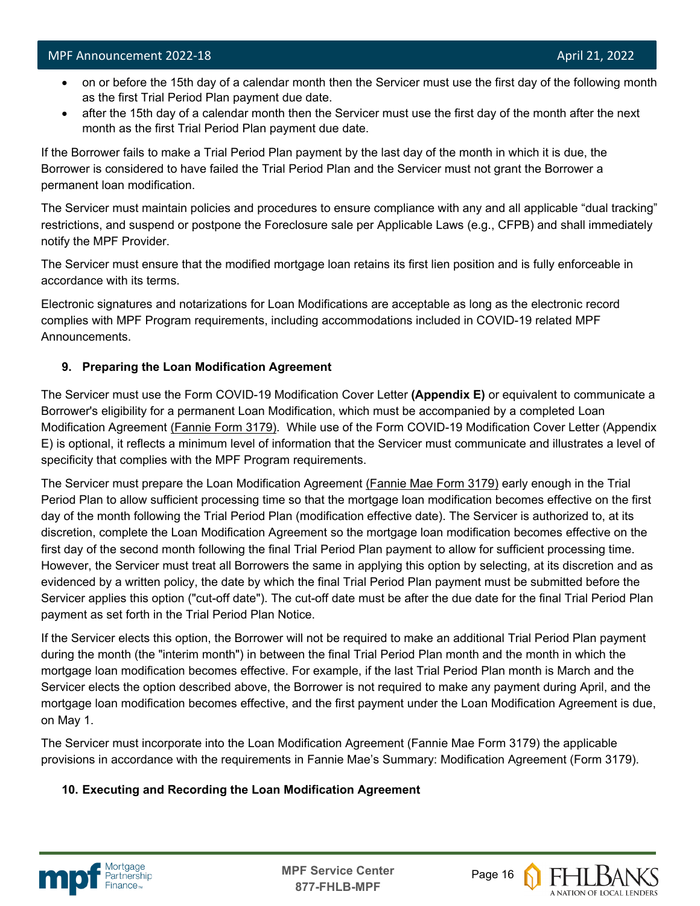- on or before the 15th day of a calendar month then the Servicer must use the first day of the following month as the first Trial Period Plan payment due date.
- after the 15th day of a calendar month then the Servicer must use the first day of the month after the next month as the first Trial Period Plan payment due date.

If the Borrower fails to make a Trial Period Plan payment by the last day of the month in which it is due, the Borrower is considered to have failed the Trial Period Plan and the Servicer must not grant the Borrower a permanent loan modification.

The Servicer must maintain policies and procedures to ensure compliance with any and all applicable "dual tracking" restrictions, and suspend or postpone the Foreclosure sale per Applicable Laws (e.g., CFPB) and shall immediately notify the MPF Provider.

The Servicer must ensure that the modified mortgage loan retains its first lien position and is fully enforceable in accordance with its terms.

Electronic signatures and notarizations for Loan Modifications are acceptable as long as the electronic record complies with MPF Program requirements, including accommodations included in COVID-19 related MPF Announcements.

### 9. Preparing the Loan Modification Agreement

The Servicer must use the Form COVID-19 Modification Cover Letter **(Appendix E)** or equivalent to communicate a Borrower's eligibility for a permanent Loan Modification, which must be accompanied by a completed Loan Modification Agreement (Fannie Form 3179). While use of the Form COVID-19 Modification Cover Letter (Appendix E) is optional, it reflects a minimum level of information that the Servicer must communicate and illustrates a level of specificity that complies with the MPF Program requirements.

The Servicer must prepare the Loan Modification Agreement (Fannie Mae Form 3179) early enough in the Trial Period Plan to allow sufficient processing time so that the mortgage loan modification becomes effective on the first day of the month following the Trial Period Plan (modification effective date). The Servicer is authorized to, at its discretion, complete the Loan Modification Agreement so the mortgage loan modification becomes effective on the first day of the second month following the final Trial Period Plan payment to allow for sufficient processing time. However, the Servicer must treat all Borrowers the same in applying this option by selecting, at its discretion and as evidenced by a written policy, the date by which the final Trial Period Plan payment must be submitted before the Servicer applies this option ("cut-off date"). The cut-off date must be after the due date for the final Trial Period Plan payment as set forth in the Trial Period Plan Notice.

If the Servicer elects this option, the Borrower will not be required to make an additional Trial Period Plan payment during the month (the "interim month") in between the final Trial Period Plan month and the month in which the mortgage loan modification becomes effective. For example, if the last Trial Period Plan month is March and the Servicer elects the option described above, the Borrower is not required to make any payment during April, and the mortgage loan modification becomes effective, and the first payment under the Loan Modification Agreement is due, on May 1.

The Servicer must incorporate into the Loan Modification Agreement (Fannie Mae Form 3179) the applicable provisions in accordance with the requirements in Fannie Mae's Summary: Modification Agreement (Form 3179).

### 10. Executing and Recording the Loan Modification Agreement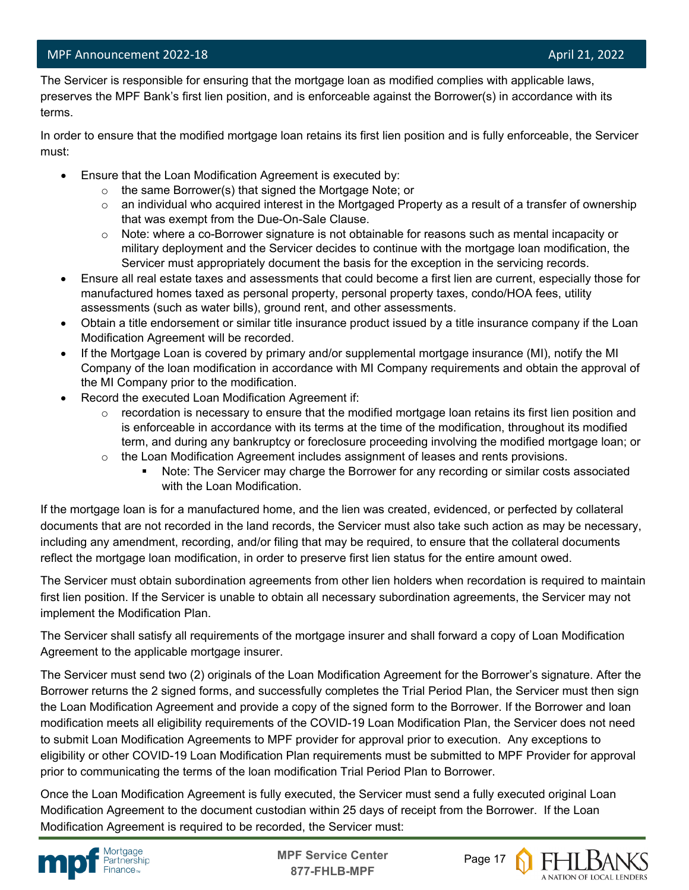The Servicer is responsible for ensuring that the mortgage loan as modified complies with applicable laws, preserves the MPF Bank's first lien position, and is enforceable against the Borrower(s) in accordance with its terms.

In order to ensure that the modified mortgage loan retains its first lien position and is fully enforceable, the Servicer must:

- Ensure that the Loan Modification Agreement is executed by:
  - the same Borrower(s) that signed the Mortgage Note; or
  - an individual who acquired interest in the Mortgaged Property as a result of a transfer of ownership that was exempt from the Due-On-Sale Clause.
  - Note: where a co-Borrower signature is not obtainable for reasons such as mental incapacity or military deployment and the Servicer decides to continue with the mortgage loan modification, the Servicer must appropriately document the basis for the exception in the servicing records.
- Ensure all real estate taxes and assessments that could become a first lien are current, especially those for manufactured homes taxed as personal property, personal property taxes, condo/HOA fees, utility assessments (such as water bills), ground rent, and other assessments.
- Obtain a title endorsement or similar title insurance product issued by a title insurance company if the Loan Modification Agreement will be recorded.
- If the Mortgage Loan is covered by primary and/or supplemental mortgage insurance (MI), notify the MI Company of the loan modification in accordance with MI Company requirements and obtain the approval of the MI Company prior to the modification.
- Record the executed Loan Modification Agreement if:
  - recordation is necessary to ensure that the modified mortgage loan retains its first lien position and is enforceable in accordance with its terms at the time of the modification, throughout its modified term, and during any bankruptcy or foreclosure proceeding involving the modified mortgage loan; or
  - the Loan Modification Agreement includes assignment of leases and rents provisions.
    - Note: The Servicer may charge the Borrower for any recording or similar costs associated with the Loan Modification.

If the mortgage loan is for a manufactured home, and the lien was created, evidenced, or perfected by collateral documents that are not recorded in the land records, the Servicer must also take such action as may be necessary, including any amendment, recording, and/or filing that may be required, to ensure that the collateral documents reflect the mortgage loan modification, in order to preserve first lien status for the entire amount owed.

The Servicer must obtain subordination agreements from other lien holders when recordation is required to maintain first lien position. If the Servicer is unable to obtain all necessary subordination agreements, the Servicer may not implement the Modification Plan.

The Servicer shall satisfy all requirements of the mortgage insurer and shall forward a copy of Loan Modification Agreement to the applicable mortgage insurer.

The Servicer must send two (2) originals of the Loan Modification Agreement for the Borrower's signature. After the Borrower returns the 2 signed forms, and successfully completes the Trial Period Plan, the Servicer must then sign the Loan Modification Agreement and provide a copy of the signed form to the Borrower. If the Borrower and loan modification meets all eligibility requirements of the COVID-19 Loan Modification Plan, the Servicer does not need to submit Loan Modification Agreements to MPF provider for approval prior to execution. Any exceptions to eligibility or other COVID-19 Loan Modification Plan requirements must be submitted to MPF Provider for approval prior to communicating the terms of the loan modification Trial Period Plan to Borrower.

Once the Loan Modification Agreement is fully executed, the Servicer must send a fully executed original Loan Modification Agreement to the document custodian within 25 days of receipt from the Borrower. If the Loan Modification Agreement is required to be recorded, the Servicer must: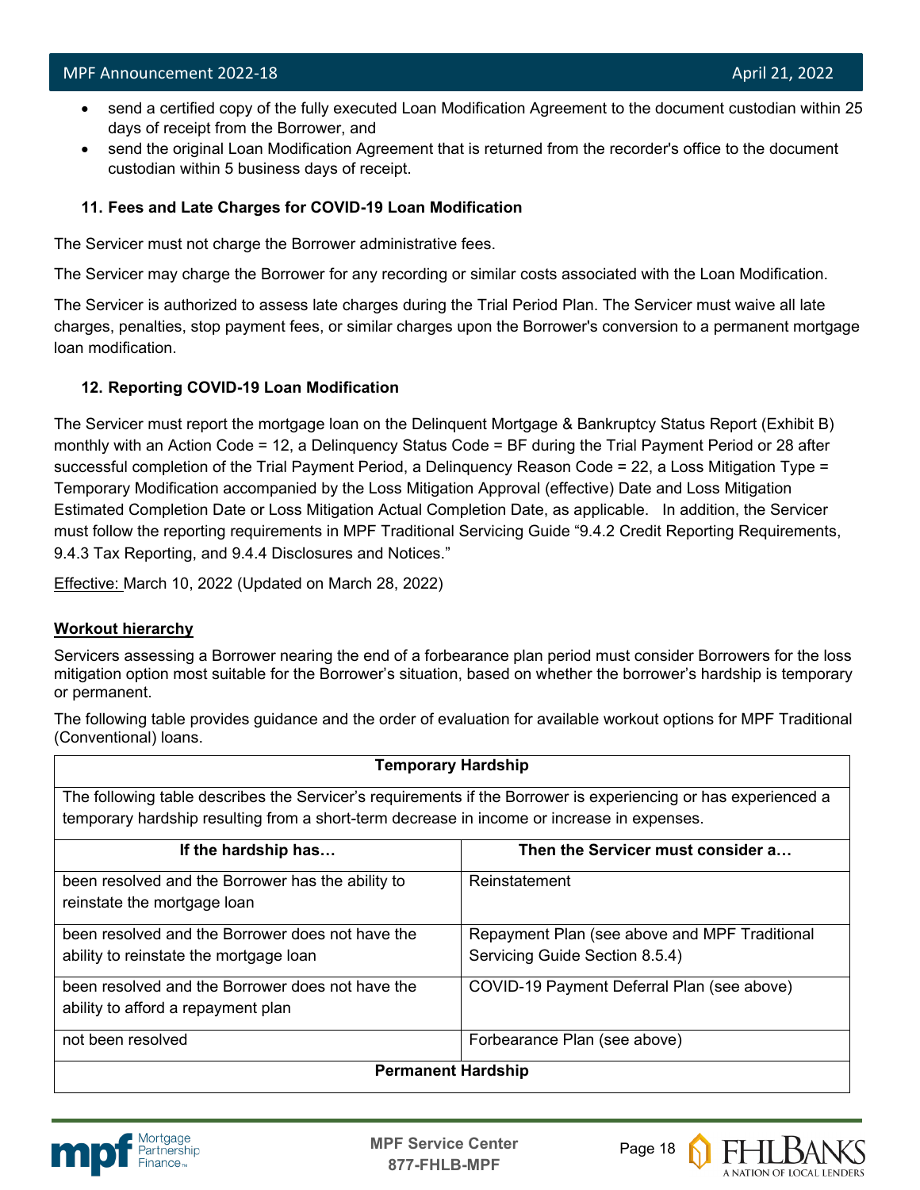- send a certified copy of the fully executed Loan Modification Agreement to the document custodian within 25 days of receipt from the Borrower, and
- send the original Loan Modification Agreement that is returned from the recorder's office to the document custodian within 5 business days of receipt.

**11. Fees and Late Charges for COVID-19 Loan Modification**

The Servicer must not charge the Borrower administrative fees.

The Servicer may charge the Borrower for any recording or similar costs associated with the Loan Modification.

The Servicer is authorized to assess late charges during the Trial Period Plan. The Servicer must waive all late charges, penalties, stop payment fees, or similar charges upon the Borrower's conversion to a permanent mortgage loan modification.

**12. Reporting COVID-19 Loan Modification**

The Servicer must report the mortgage loan on the Delinquent Mortgage & Bankruptcy Status Report (Exhibit B) monthly with an Action Code = 12, a Delinquency Status Code = BF during the Trial Payment Period or 28 after successful completion of the Trial Payment Period, a Delinquency Reason Code = 22, a Loss Mitigation Type = Temporary Modification accompanied by the Loss Mitigation Approval (effective) Date and Loss Mitigation Estimated Completion Date or Loss Mitigation Actual Completion Date, as applicable. In addition, the Servicer must follow the reporting requirements in MPF Traditional Servicing Guide "9.4.2 Credit Reporting Requirements, 9.4.3 Tax Reporting, and 9.4.4 Disclosures and Notices."

Effective: March 10, 2022 (Updated on March 28, 2022)

**Workout hierarchy**

Servicers assessing a Borrower nearing the end of a forbearance plan period must consider Borrowers for the loss mitigation option most suitable for the Borrower's situation, based on whether the borrower's hardship is temporary or permanent.

The following table provides guidance and the order of evaluation for available workout options for MPF Traditional (Conventional) loans.

| **Temporary Hardship** | |
|---|---|
| The following table describes the Servicer's requirements if the Borrower is experiencing or has experienced a temporary hardship resulting from a short-term decrease in income or increase in expenses. | |
| **If the hardship has…** | **Then the Servicer must consider a…** |
| been resolved and the Borrower has the ability to reinstate the mortgage loan | Reinstatement |
| been resolved and the Borrower does not have the ability to reinstate the mortgage loan | Repayment Plan (see above and MPF Traditional Servicing Guide Section 8.5.4) |
| been resolved and the Borrower does not have the ability to afford a repayment plan | COVID-19 Payment Deferral Plan (see above) |
| not been resolved | Forbearance Plan (see above) |
| **Permanent Hardship** | |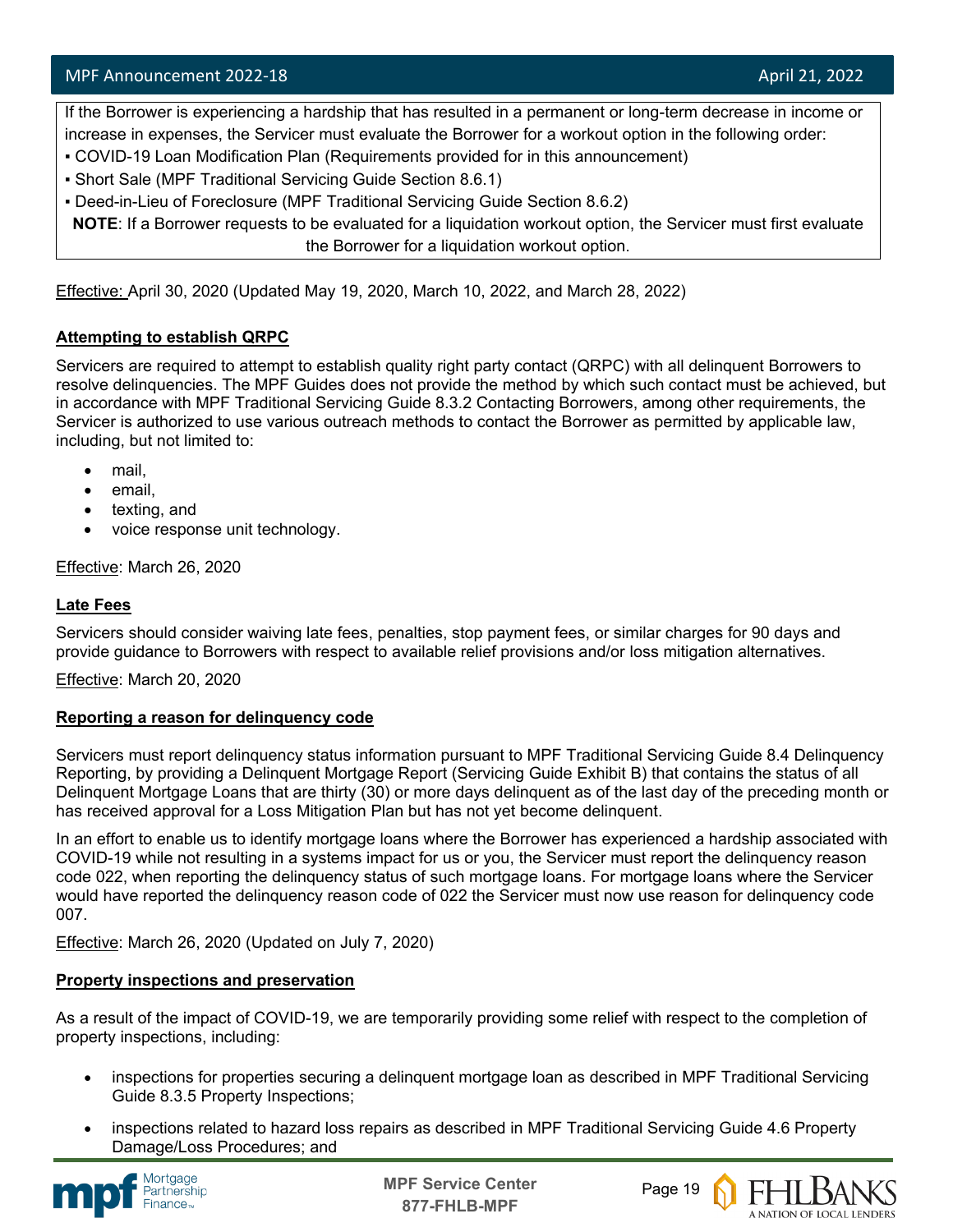If the Borrower is experiencing a hardship that has resulted in a permanent or long-term decrease in income or increase in expenses, the Servicer must evaluate the Borrower for a workout option in the following order:

- COVID-19 Loan Modification Plan (Requirements provided for in this announcement)
- Short Sale (MPF Traditional Servicing Guide Section 8.6.1)
- Deed-in-Lieu of Foreclosure (MPF Traditional Servicing Guide Section 8.6.2)

**NOTE**: If a Borrower requests to be evaluated for a liquidation workout option, the Servicer must first evaluate the Borrower for a liquidation workout option.

Effective: April 30, 2020 (Updated May 19, 2020, March 10, 2022, and March 28, 2022)

**Attempting to establish QRPC**

Servicers are required to attempt to establish quality right party contact (QRPC) with all delinquent Borrowers to resolve delinquencies. The MPF Guides does not provide the method by which such contact must be achieved, but in accordance with MPF Traditional Servicing Guide 8.3.2 Contacting Borrowers, among other requirements, the Servicer is authorized to use various outreach methods to contact the Borrower as permitted by applicable law, including, but not limited to:

- mail,
- email,
- texting, and
- voice response unit technology.

Effective: March 26, 2020

**Late Fees**

Servicers should consider waiving late fees, penalties, stop payment fees, or similar charges for 90 days and provide guidance to Borrowers with respect to available relief provisions and/or loss mitigation alternatives.

Effective: March 20, 2020

**Reporting a reason for delinquency code**

Servicers must report delinquency status information pursuant to MPF Traditional Servicing Guide 8.4 Delinquency Reporting, by providing a Delinquent Mortgage Report (Servicing Guide Exhibit B) that contains the status of all Delinquent Mortgage Loans that are thirty (30) or more days delinquent as of the last day of the preceding month or has received approval for a Loss Mitigation Plan but has not yet become delinquent.

In an effort to enable us to identify mortgage loans where the Borrower has experienced a hardship associated with COVID-19 while not resulting in a systems impact for us or you, the Servicer must report the delinquency reason code 022, when reporting the delinquency status of such mortgage loans. For mortgage loans where the Servicer would have reported the delinquency reason code of 022 the Servicer must now use reason for delinquency code 007.

Effective: March 26, 2020 (Updated on July 7, 2020)

**Property inspections and preservation**

As a result of the impact of COVID-19, we are temporarily providing some relief with respect to the completion of property inspections, including:

- inspections for properties securing a delinquent mortgage loan as described in MPF Traditional Servicing Guide 8.3.5 Property Inspections;
- inspections related to hazard loss repairs as described in MPF Traditional Servicing Guide 4.6 Property Damage/Loss Procedures; and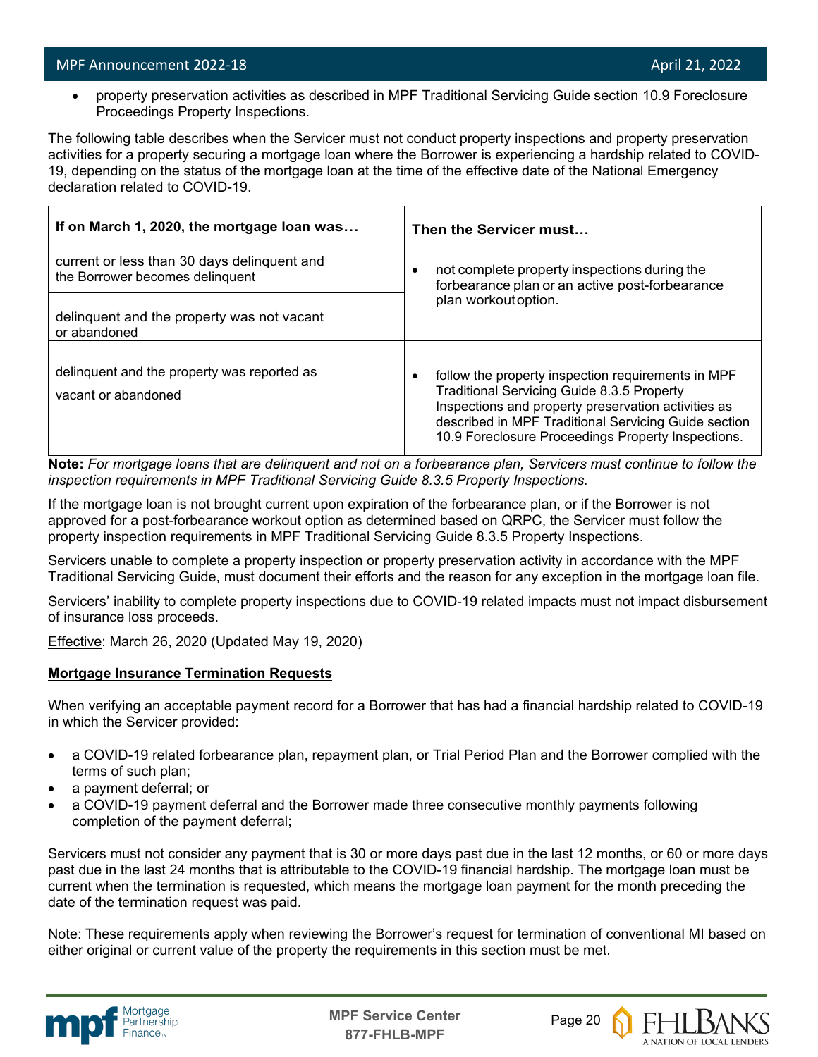- property preservation activities as described in MPF Traditional Servicing Guide section 10.9 Foreclosure Proceedings Property Inspections.

The following table describes when the Servicer must not conduct property inspections and property preservation activities for a property securing a mortgage loan where the Borrower is experiencing a hardship related to COVID-19, depending on the status of the mortgage loan at the time of the effective date of the National Emergency declaration related to COVID-19.

| If on March 1, 2020, the mortgage loan was… | Then the Servicer must… |
| --- | --- |
| current or less than 30 days delinquent and the Borrower becomes delinquent | • not complete property inspections during the forbearance plan or an active post-forbearance plan workout option. |
| delinquent and the property was not vacant or abandoned | |
| delinquent and the property was reported as vacant or abandoned | • follow the property inspection requirements in MPF Traditional Servicing Guide 8.3.5 Property Inspections and property preservation activities as described in MPF Traditional Servicing Guide section 10.9 Foreclosure Proceedings Property Inspections. |

**Note:** *For mortgage loans that are delinquent and not on a forbearance plan, Servicers must continue to follow the inspection requirements in MPF Traditional Servicing Guide 8.3.5 Property Inspections.*

If the mortgage loan is not brought current upon expiration of the forbearance plan, or if the Borrower is not approved for a post-forbearance workout option as determined based on QRPC, the Servicer must follow the property inspection requirements in MPF Traditional Servicing Guide 8.3.5 Property Inspections.

Servicers unable to complete a property inspection or property preservation activity in accordance with the MPF Traditional Servicing Guide, must document their efforts and the reason for any exception in the mortgage loan file.

Servicers' inability to complete property inspections due to COVID-19 related impacts must not impact disbursement of insurance loss proceeds.

Effective: March 26, 2020 (Updated May 19, 2020)

**Mortgage Insurance Termination Requests**

When verifying an acceptable payment record for a Borrower that has had a financial hardship related to COVID-19 in which the Servicer provided:

- a COVID-19 related forbearance plan, repayment plan, or Trial Period Plan and the Borrower complied with the terms of such plan;
- a payment deferral; or
- a COVID-19 payment deferral and the Borrower made three consecutive monthly payments following completion of the payment deferral;

Servicers must not consider any payment that is 30 or more days past due in the last 12 months, or 60 or more days past due in the last 24 months that is attributable to the COVID-19 financial hardship. The mortgage loan must be current when the termination is requested, which means the mortgage loan payment for the month preceding the date of the termination request was paid.

Note: These requirements apply when reviewing the Borrower's request for termination of conventional MI based on either original or current value of the property the requirements in this section must be met.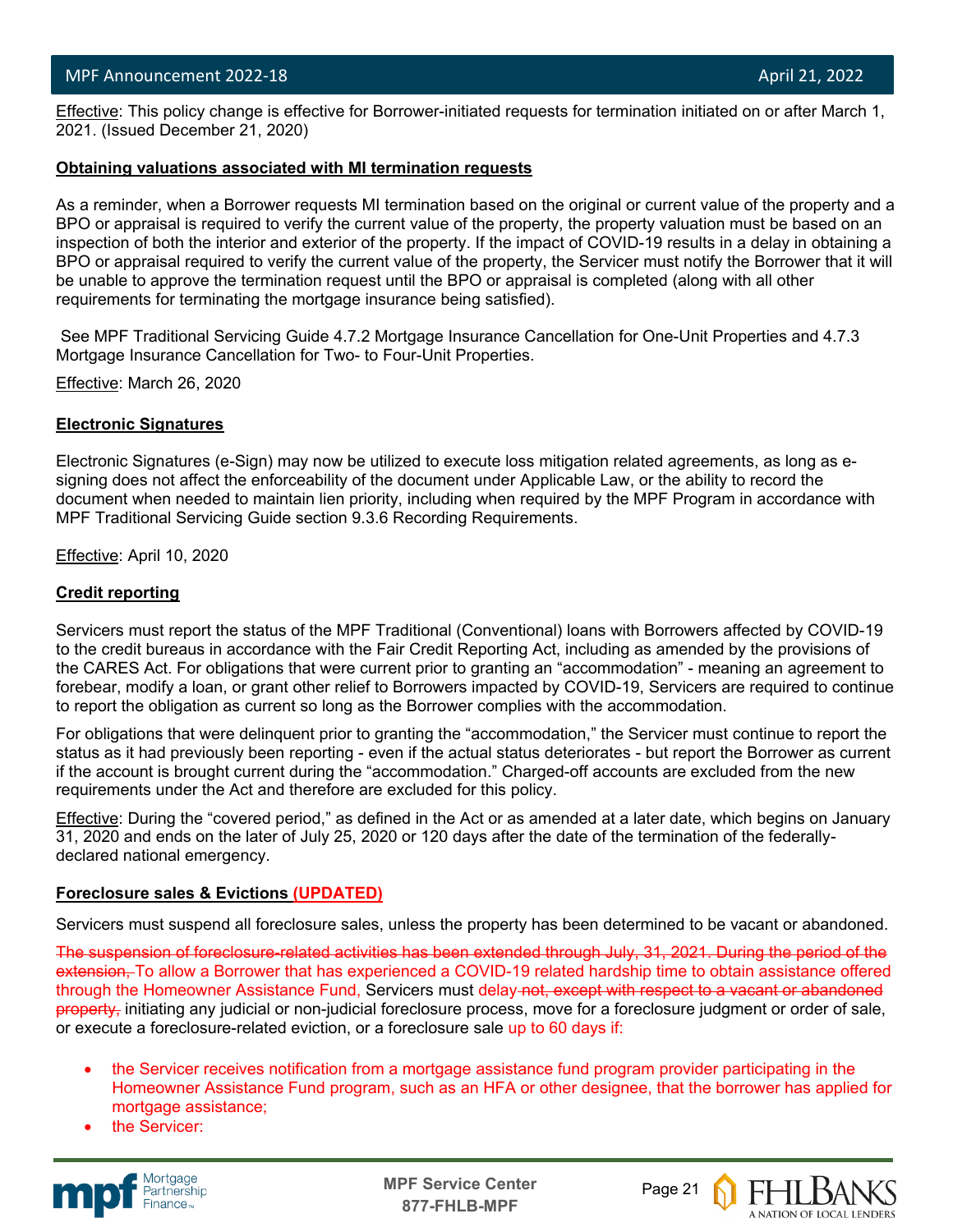Effective: This policy change is effective for Borrower-initiated requests for termination initiated on or after March 1, 2021. (Issued December 21, 2020)

**Obtaining valuations associated with MI termination requests**

As a reminder, when a Borrower requests MI termination based on the original or current value of the property and a BPO or appraisal is required to verify the current value of the property, the property valuation must be based on an inspection of both the interior and exterior of the property. If the impact of COVID-19 results in a delay in obtaining a BPO or appraisal required to verify the current value of the property, the Servicer must notify the Borrower that it will be unable to approve the termination request until the BPO or appraisal is completed (along with all other requirements for terminating the mortgage insurance being satisfied).

See MPF Traditional Servicing Guide 4.7.2 Mortgage Insurance Cancellation for One-Unit Properties and 4.7.3 Mortgage Insurance Cancellation for Two- to Four-Unit Properties.

Effective: March 26, 2020

**Electronic Signatures**

Electronic Signatures (e-Sign) may now be utilized to execute loss mitigation related agreements, as long as e-signing does not affect the enforceability of the document under Applicable Law, or the ability to record the document when needed to maintain lien priority, including when required by the MPF Program in accordance with MPF Traditional Servicing Guide section 9.3.6 Recording Requirements.

Effective: April 10, 2020

**Credit reporting**

Servicers must report the status of the MPF Traditional (Conventional) loans with Borrowers affected by COVID-19 to the credit bureaus in accordance with the Fair Credit Reporting Act, including as amended by the provisions of the CARES Act. For obligations that were current prior to granting an "accommodation" - meaning an agreement to forebear, modify a loan, or grant other relief to Borrowers impacted by COVID-19, Servicers are required to continue to report the obligation as current so long as the Borrower complies with the accommodation.

For obligations that were delinquent prior to granting the "accommodation," the Servicer must continue to report the status as it had previously been reporting - even if the actual status deteriorates - but report the Borrower as current if the account is brought current during the "accommodation." Charged-off accounts are excluded from the new requirements under the Act and therefore are excluded for this policy.

Effective: During the "covered period," as defined in the Act or as amended at a later date, which begins on January 31, 2020 and ends on the later of July 25, 2020 or 120 days after the date of the termination of the federally-declared national emergency.

**Foreclosure sales & Evictions (UPDATED)**

Servicers must suspend all foreclosure sales, unless the property has been determined to be vacant or abandoned.

~~The suspension of foreclosure-related activities has been extended through July, 31, 2021. During the period of the extension,~~ To allow a Borrower that has experienced a COVID-19 related hardship time to obtain assistance offered through the Homeowner Assistance Fund, Servicers must delay ~~not, except with respect to a vacant or abandoned property,~~ initiating any judicial or non-judicial foreclosure process, move for a foreclosure judgment or order of sale, or execute a foreclosure-related eviction, or a foreclosure sale up to 60 days if:

- the Servicer receives notification from a mortgage assistance fund program provider participating in the Homeowner Assistance Fund program, such as an HFA or other designee, that the borrower has applied for mortgage assistance;
- the Servicer: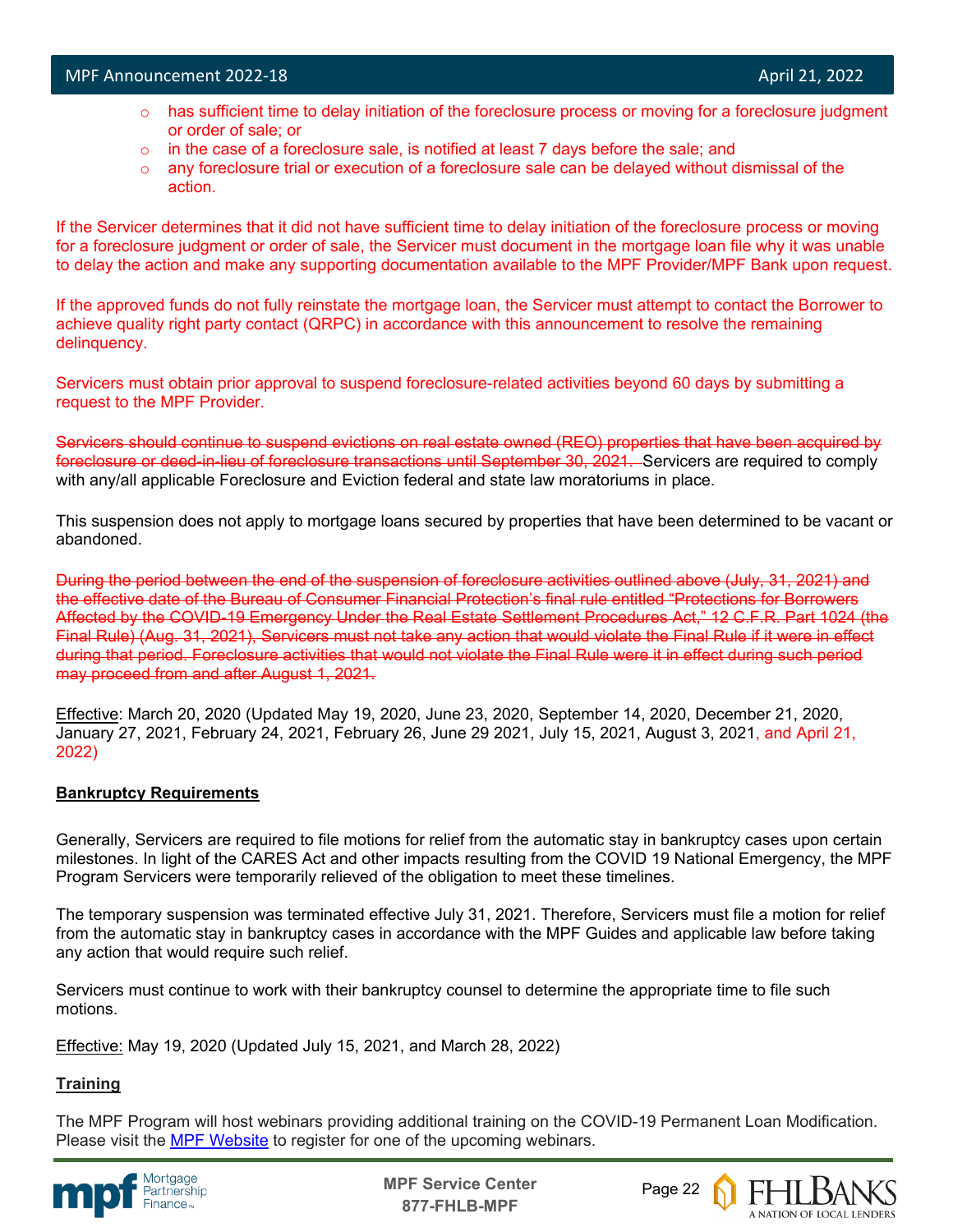- has sufficient time to delay initiation of the foreclosure process or moving for a foreclosure judgment or order of sale; or
- in the case of a foreclosure sale, is notified at least 7 days before the sale; and
- any foreclosure trial or execution of a foreclosure sale can be delayed without dismissal of the action.

If the Servicer determines that it did not have sufficient time to delay initiation of the foreclosure process or moving for a foreclosure judgment or order of sale, the Servicer must document in the mortgage loan file why it was unable to delay the action and make any supporting documentation available to the MPF Provider/MPF Bank upon request.

If the approved funds do not fully reinstate the mortgage loan, the Servicer must attempt to contact the Borrower to achieve quality right party contact (QRPC) in accordance with this announcement to resolve the remaining delinquency.

Servicers must obtain prior approval to suspend foreclosure-related activities beyond 60 days by submitting a request to the MPF Provider.

~~Servicers should continue to suspend evictions on real estate owned (REO) properties that have been acquired by foreclosure or deed-in-lieu of foreclosure transactions until September 30, 2021.~~ Servicers are required to comply with any/all applicable Foreclosure and Eviction federal and state law moratoriums in place.

This suspension does not apply to mortgage loans secured by properties that have been determined to be vacant or abandoned.

~~During the period between the end of the suspension of foreclosure activities outlined above (July, 31, 2021) and the effective date of the Bureau of Consumer Financial Protection's final rule entitled "Protections for Borrowers Affected by the COVID-19 Emergency Under the Real Estate Settlement Procedures Act," 12 C.F.R. Part 1024 (the Final Rule) (Aug. 31, 2021), Servicers must not take any action that would violate the Final Rule if it were in effect during that period. Foreclosure activities that would not violate the Final Rule were it in effect during such period may proceed from and after August 1, 2021.~~

Effective: March 20, 2020 (Updated May 19, 2020, June 23, 2020, September 14, 2020, December 21, 2020, January 27, 2021, February 24, 2021, February 26, June 29 2021, July 15, 2021, August 3, 2021, and April 21, 2022)

**Bankruptcy Requirements**

Generally, Servicers are required to file motions for relief from the automatic stay in bankruptcy cases upon certain milestones. In light of the CARES Act and other impacts resulting from the COVID 19 National Emergency, the MPF Program Servicers were temporarily relieved of the obligation to meet these timelines.

The temporary suspension was terminated effective July 31, 2021. Therefore, Servicers must file a motion for relief from the automatic stay in bankruptcy cases in accordance with the MPF Guides and applicable law before taking any action that would require such relief.

Servicers must continue to work with their bankruptcy counsel to determine the appropriate time to file such motions.

Effective: May 19, 2020 (Updated July 15, 2021, and March 28, 2022)

**Training**

The MPF Program will host webinars providing additional training on the COVID-19 Permanent Loan Modification. Please visit the MPF Website to register for one of the upcoming webinars.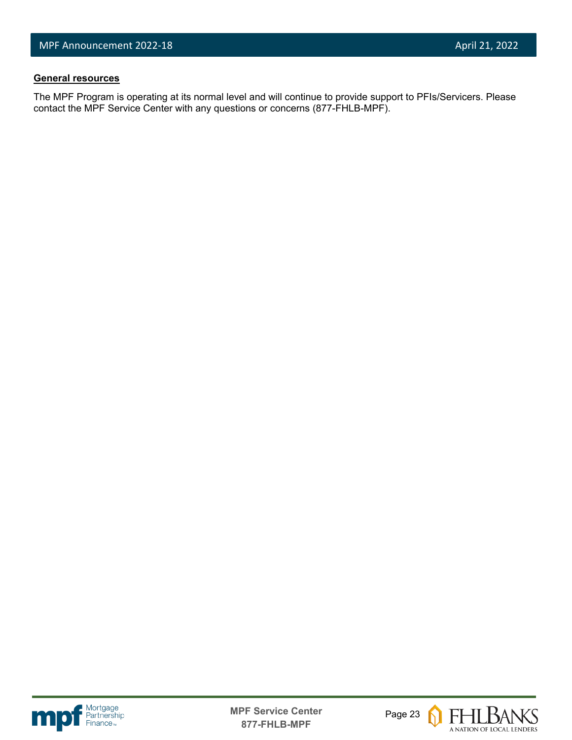**General resources**

The MPF Program is operating at its normal level and will continue to provide support to PFIs/Servicers. Please contact the MPF Service Center with any questions or concerns (877-FHLB-MPF).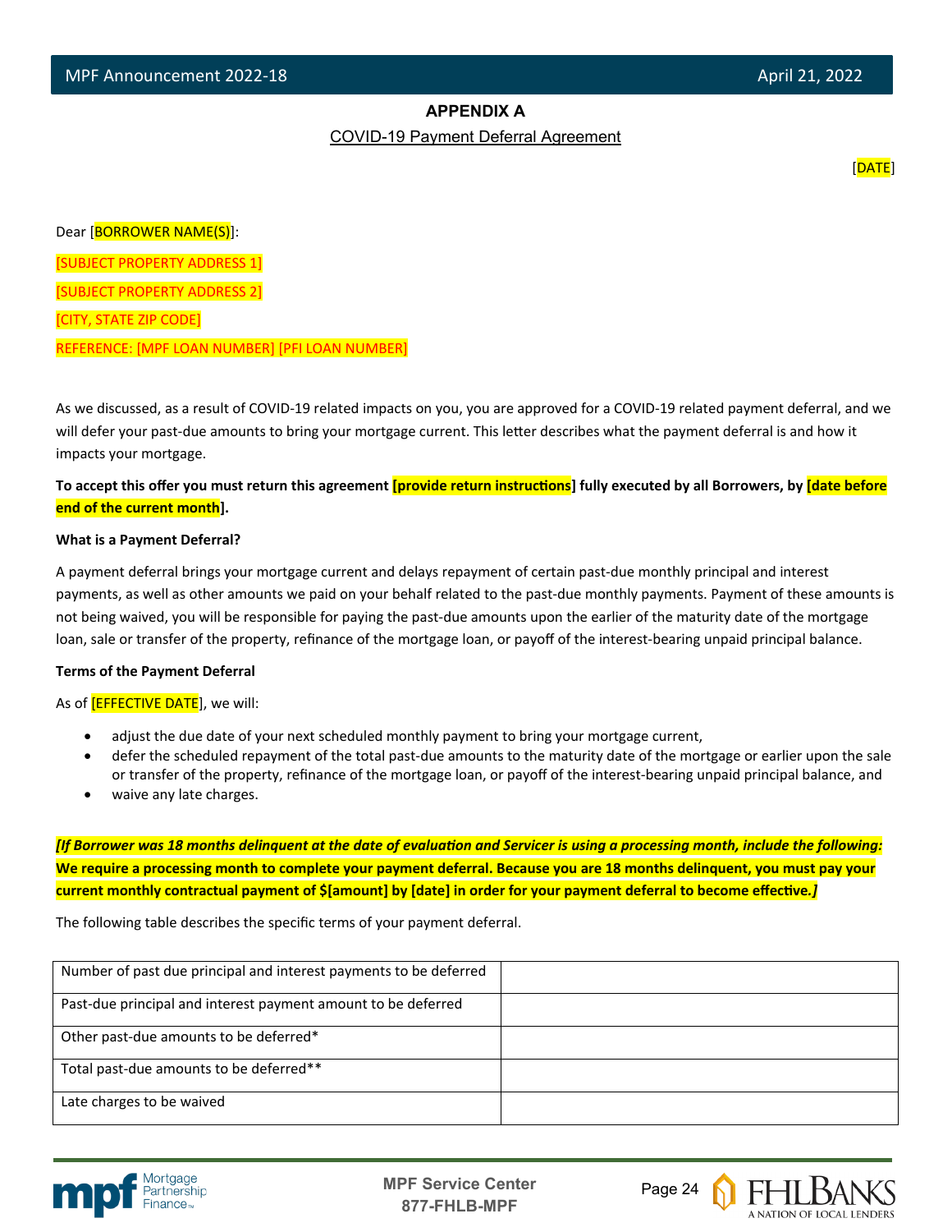## APPENDIX A

COVID-19 Payment Deferral Agreement

[DATE]

Dear [BORROWER NAME(S)]:

[SUBJECT PROPERTY ADDRESS 1]

[SUBJECT PROPERTY ADDRESS 2]

[CITY, STATE ZIP CODE]

REFERENCE: [MPF LOAN NUMBER] [PFI LOAN NUMBER]

As we discussed, as a result of COVID-19 related impacts on you, you are approved for a COVID-19 related payment deferral, and we will defer your past-due amounts to bring your mortgage current. This letter describes what the payment deferral is and how it impacts your mortgage.

**To accept this offer you must return this agreement [provide return instructions] fully executed by all Borrowers, by [date before end of the current month].**

**What is a Payment Deferral?**

A payment deferral brings your mortgage current and delays repayment of certain past-due monthly principal and interest payments, as well as other amounts we paid on your behalf related to the past-due monthly payments. Payment of these amounts is not being waived, you will be responsible for paying the past-due amounts upon the earlier of the maturity date of the mortgage loan, sale or transfer of the property, refinance of the mortgage loan, or payoff of the interest-bearing unpaid principal balance.

**Terms of the Payment Deferral**

As of [EFFECTIVE DATE], we will:

- adjust the due date of your next scheduled monthly payment to bring your mortgage current,
- defer the scheduled repayment of the total past-due amounts to the maturity date of the mortgage or earlier upon the sale or transfer of the property, refinance of the mortgage loan, or payoff of the interest-bearing unpaid principal balance, and
- waive any late charges.

***[If Borrower was 18 months delinquent at the date of evaluation and Servicer is using a processing month, include the following:* We require a processing month to complete your payment deferral. Because you are 18 months delinquent, you must pay your current monthly contractual payment of $[amount] by [date] in order for your payment deferral to become effective.*]***

The following table describes the specific terms of your payment deferral.

| | |
|---|---|
| Number of past due principal and interest payments to be deferred | |
| Past-due principal and interest payment amount to be deferred | |
| Other past-due amounts to be deferred* | |
| Total past-due amounts to be deferred** | |
| Late charges to be waived | |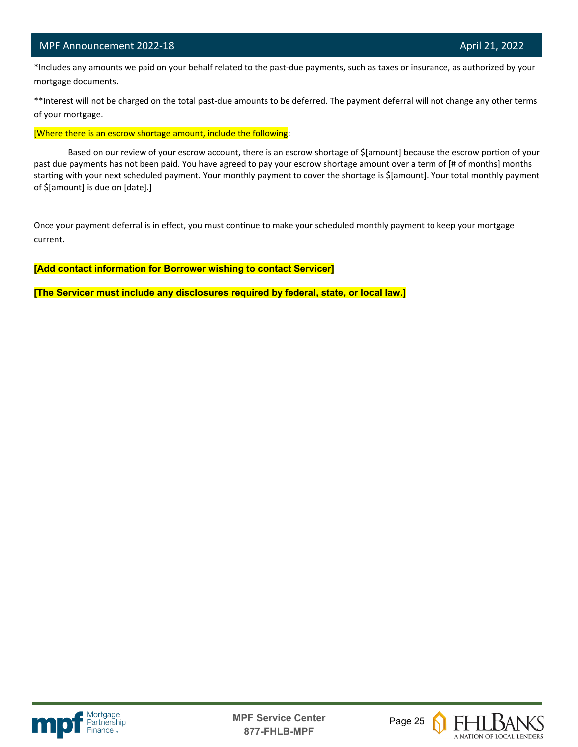*Includes any amounts we paid on your behalf related to the past-due payments, such as taxes or insurance, as authorized by your mortgage documents.

**Interest will not be charged on the total past-due amounts to be deferred. The payment deferral will not change any other terms of your mortgage.

[Where there is an escrow shortage amount, include the following:

Based on our review of your escrow account, there is an escrow shortage of $[amount] because the escrow portion of your past due payments has not been paid. You have agreed to pay your escrow shortage amount over a term of [# of months] months starting with your next scheduled payment. Your monthly payment to cover the shortage is $[amount]. Your total monthly payment of $[amount] is due on [date].]

Once your payment deferral is in effect, you must continue to make your scheduled monthly payment to keep your mortgage current.

**[Add contact information for Borrower wishing to contact Servicer]**

**[The Servicer must include any disclosures required by federal, state, or local law.]**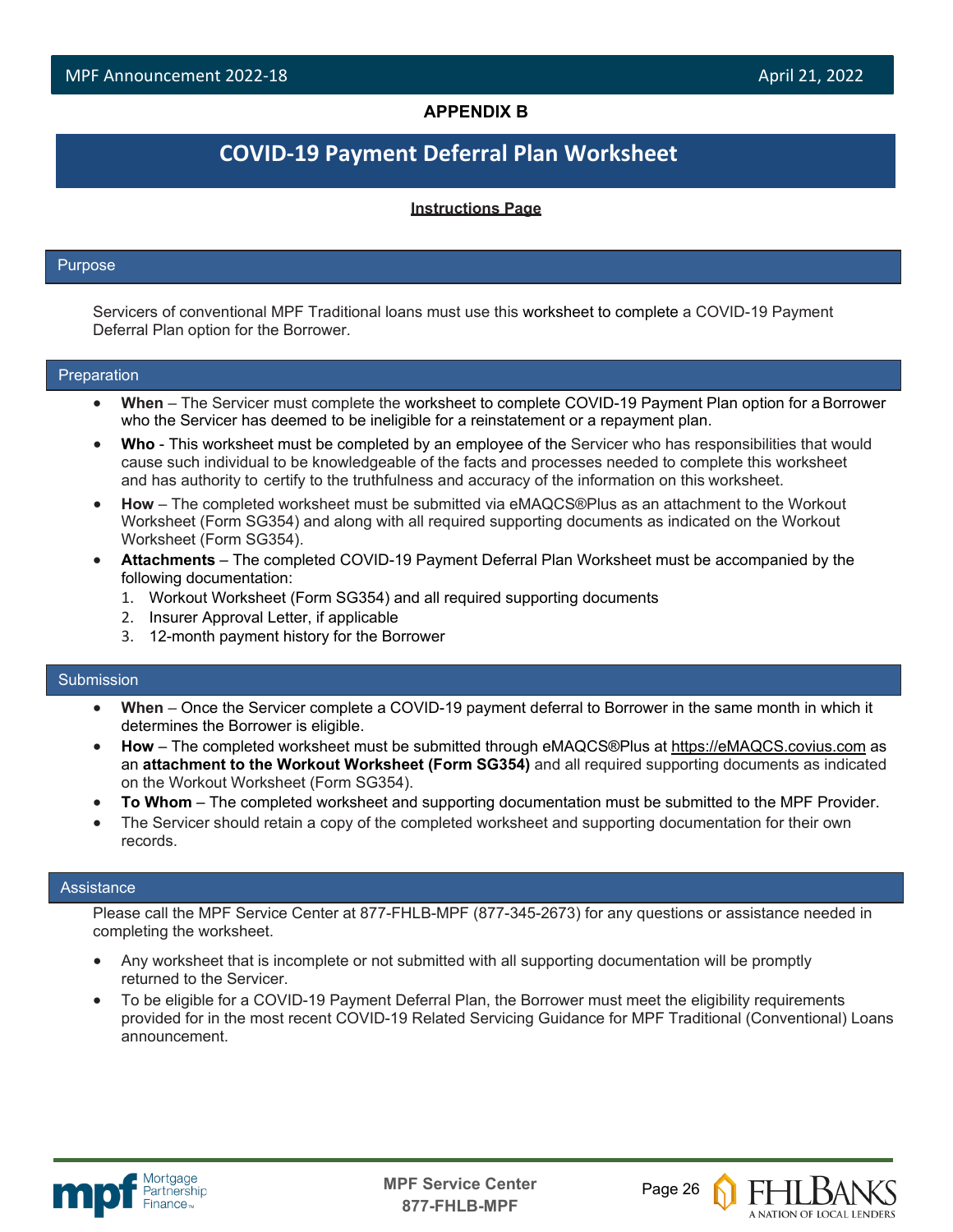**APPENDIX B**

# COVID-19 Payment Deferral Plan Worksheet

**Instructions Page**

## Purpose

Servicers of conventional MPF Traditional loans must use this worksheet to complete a COVID-19 Payment Deferral Plan option for the Borrower.

## Preparation

- **When** – The Servicer must complete the worksheet to complete COVID-19 Payment Plan option for a Borrower who the Servicer has deemed to be ineligible for a reinstatement or a repayment plan.
- **Who** - This worksheet must be completed by an employee of the Servicer who has responsibilities that would cause such individual to be knowledgeable of the facts and processes needed to complete this worksheet and has authority to certify to the truthfulness and accuracy of the information on this worksheet.
- **How** – The completed worksheet must be submitted via eMAQCS®Plus as an attachment to the Workout Worksheet (Form SG354) and along with all required supporting documents as indicated on the Workout Worksheet (Form SG354).
- **Attachments** – The completed COVID-19 Payment Deferral Plan Worksheet must be accompanied by the following documentation:
  1. Workout Worksheet (Form SG354) and all required supporting documents
  2. Insurer Approval Letter, if applicable
  3. 12-month payment history for the Borrower

## Submission

- **When** – Once the Servicer complete a COVID-19 payment deferral to Borrower in the same month in which it determines the Borrower is eligible.
- **How** – The completed worksheet must be submitted through eMAQCS®Plus at https://eMAQCS.covius.com as an **attachment to the Workout Worksheet (Form SG354)** and all required supporting documents as indicated on the Workout Worksheet (Form SG354).
- **To Whom** – The completed worksheet and supporting documentation must be submitted to the MPF Provider.
- The Servicer should retain a copy of the completed worksheet and supporting documentation for their own records.

## Assistance

Please call the MPF Service Center at 877-FHLB-MPF (877-345-2673) for any questions or assistance needed in completing the worksheet.

- Any worksheet that is incomplete or not submitted with all supporting documentation will be promptly returned to the Servicer.
- To be eligible for a COVID-19 Payment Deferral Plan, the Borrower must meet the eligibility requirements provided for in the most recent COVID-19 Related Servicing Guidance for MPF Traditional (Conventional) Loans announcement.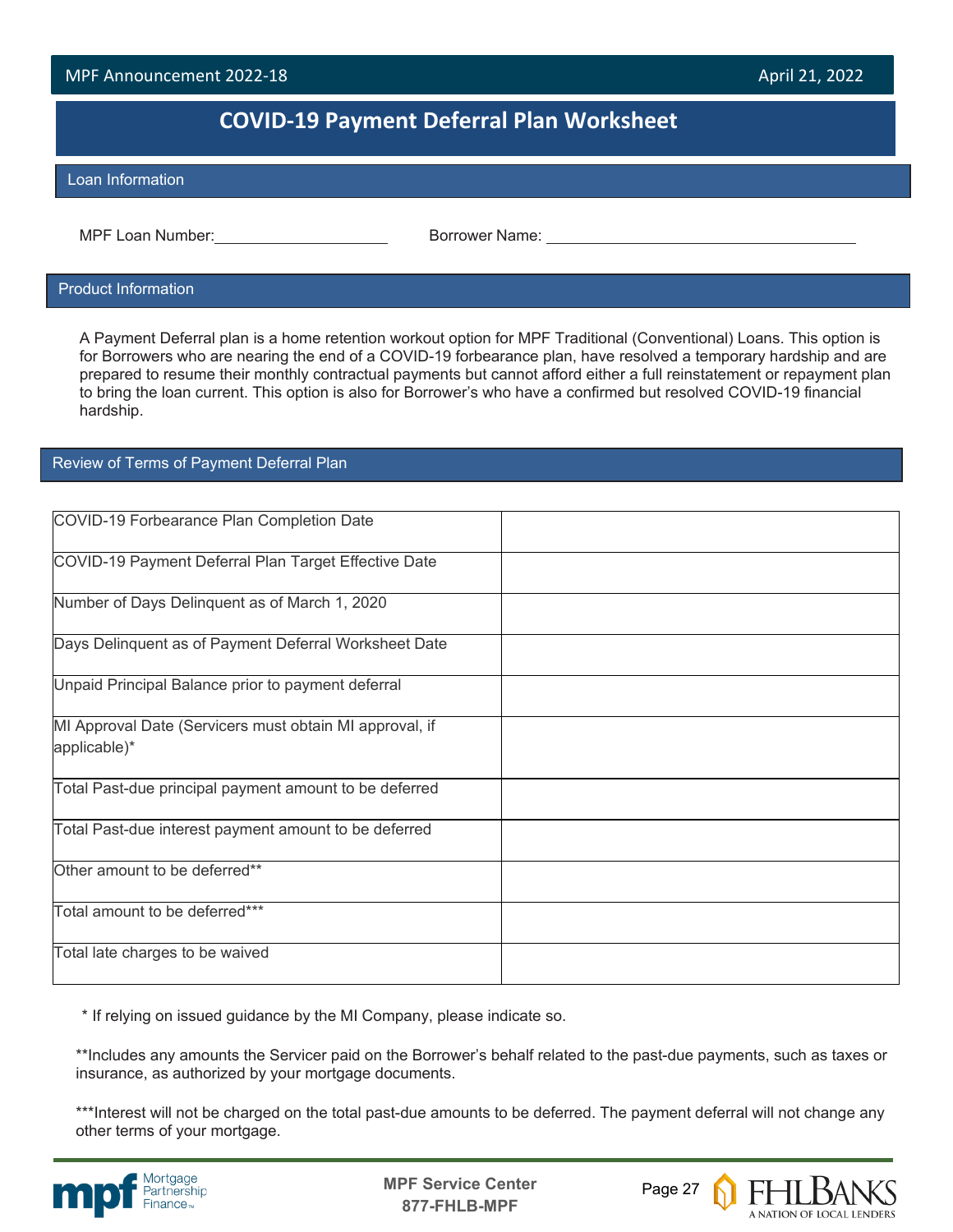# COVID-19 Payment Deferral Plan Worksheet

## Loan Information

MPF Loan Number:____________________ Borrower Name: ____________________________________

## Product Information

A Payment Deferral plan is a home retention workout option for MPF Traditional (Conventional) Loans. This option is for Borrowers who are nearing the end of a COVID-19 forbearance plan, have resolved a temporary hardship and are prepared to resume their monthly contractual payments but cannot afford either a full reinstatement or repayment plan to bring the loan current. This option is also for Borrower's who have a confirmed but resolved COVID-19 financial hardship.

## Review of Terms of Payment Deferral Plan

| | |
|---|---|
| COVID-19 Forbearance Plan Completion Date | |
| COVID-19 Payment Deferral Plan Target Effective Date | |
| Number of Days Delinquent as of March 1, 2020 | |
| Days Delinquent as of Payment Deferral Worksheet Date | |
| Unpaid Principal Balance prior to payment deferral | |
| MI Approval Date (Servicers must obtain MI approval, if applicable)* | |
| Total Past-due principal payment amount to be deferred | |
| Total Past-due interest payment amount to be deferred | |
| Other amount to be deferred** | |
| Total amount to be deferred*** | |
| Total late charges to be waived | |

\* If relying on issued guidance by the MI Company, please indicate so.

**Includes any amounts the Servicer paid on the Borrower's behalf related to the past-due payments, such as taxes or insurance, as authorized by your mortgage documents.

***Interest will not be charged on the total past-due amounts to be deferred. The payment deferral will not change any other terms of your mortgage.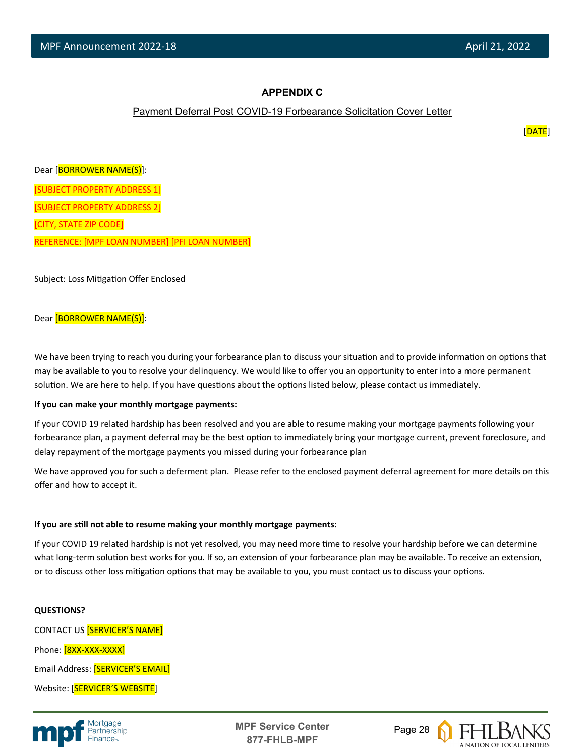## APPENDIX C

Payment Deferral Post COVID-19 Forbearance Solicitation Cover Letter

[DATE]

Dear [BORROWER NAME(S)]:

[SUBJECT PROPERTY ADDRESS 1]

[SUBJECT PROPERTY ADDRESS 2]

[CITY, STATE ZIP CODE]

REFERENCE: [MPF LOAN NUMBER] [PFI LOAN NUMBER]

Subject: Loss Mitigation Offer Enclosed

Dear [BORROWER NAME(S)]:

We have been trying to reach you during your forbearance plan to discuss your situation and to provide information on options that may be available to you to resolve your delinquency. We would like to offer you an opportunity to enter into a more permanent solution. We are here to help. If you have questions about the options listed below, please contact us immediately.

**If you can make your monthly mortgage payments:**

If your COVID 19 related hardship has been resolved and you are able to resume making your mortgage payments following your forbearance plan, a payment deferral may be the best option to immediately bring your mortgage current, prevent foreclosure, and delay repayment of the mortgage payments you missed during your forbearance plan

We have approved you for such a deferment plan. Please refer to the enclosed payment deferral agreement for more details on this offer and how to accept it.

**If you are still not able to resume making your monthly mortgage payments:**

If your COVID 19 related hardship is not yet resolved, you may need more time to resolve your hardship before we can determine what long-term solution best works for you. If so, an extension of your forbearance plan may be available. To receive an extension, or to discuss other loss mitigation options that may be available to you, you must contact us to discuss your options.

**QUESTIONS?**

CONTACT US [SERVICER'S NAME]

Phone: [8XX-XXX-XXXX]

Email Address: [SERVICER'S EMAIL]

Website: [SERVICER'S WEBSITE]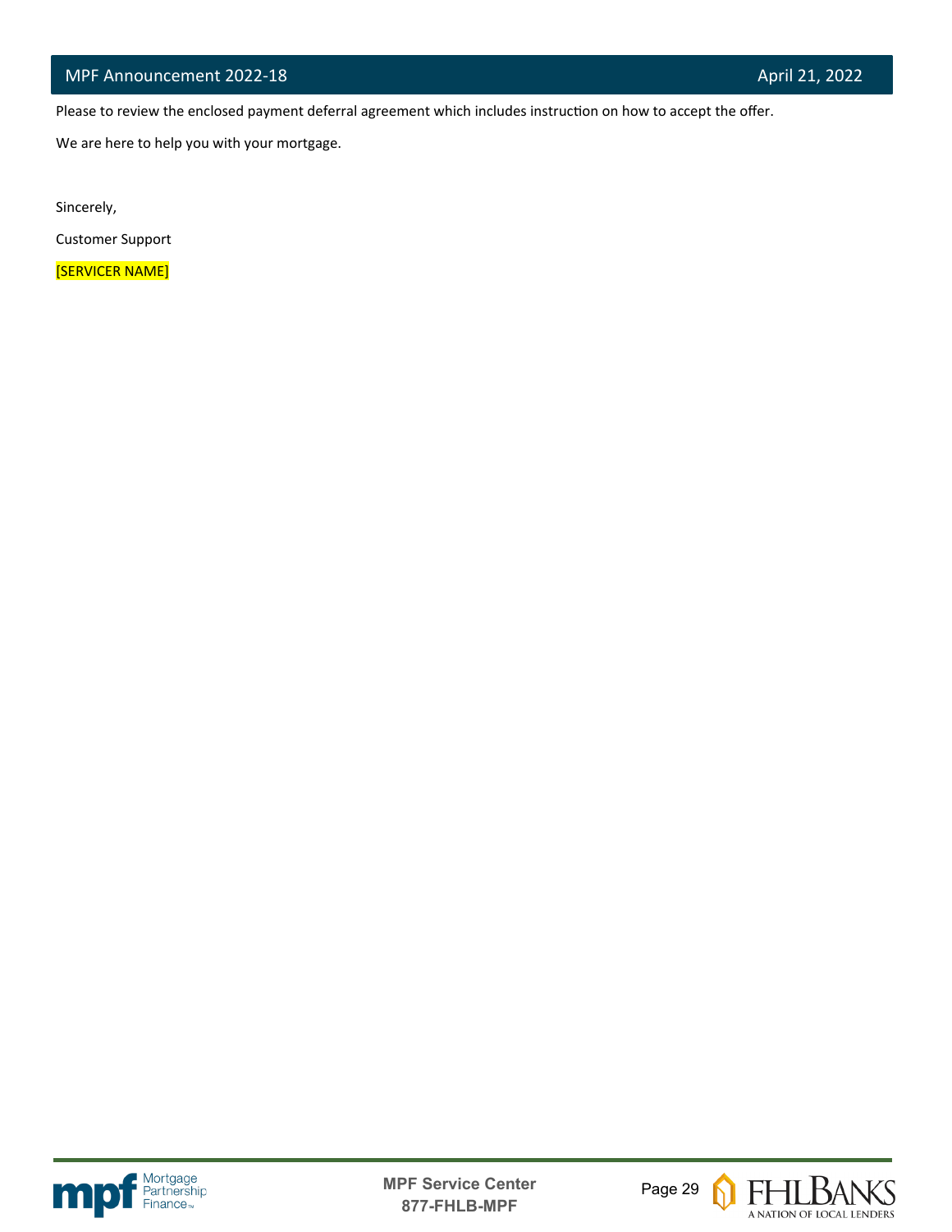Please to review the enclosed payment deferral agreement which includes instruction on how to accept the offer.

We are here to help you with your mortgage.

Sincerely,

Customer Support

[SERVICER NAME]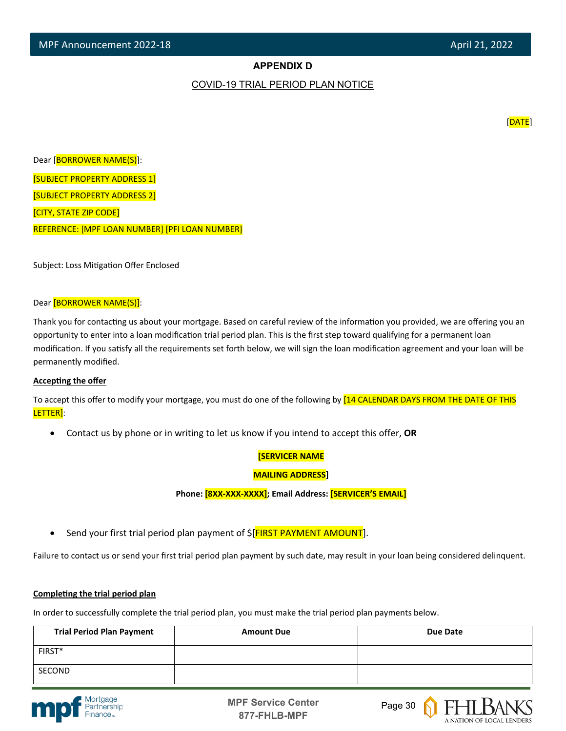## APPENDIX D

COVID-19 TRIAL PERIOD PLAN NOTICE

[DATE]

Dear [BORROWER NAME(S)]:

[SUBJECT PROPERTY ADDRESS 1]

[SUBJECT PROPERTY ADDRESS 2]

[CITY, STATE ZIP CODE]

REFERENCE: [MPF LOAN NUMBER] [PFI LOAN NUMBER]

Subject: Loss Mitigation Offer Enclosed

Dear [BORROWER NAME(S)]:

Thank you for contacting us about your mortgage. Based on careful review of the information you provided, we are offering you an opportunity to enter into a loan modification trial period plan. This is the first step toward qualifying for a permanent loan modification. If you satisfy all the requirements set forth below, we will sign the loan modification agreement and your loan will be permanently modified.

**Accepting the offer**

To accept this offer to modify your mortgage, you must do one of the following by [14 CALENDAR DAYS FROM THE DATE OF THIS LETTER]:

- Contact us by phone or in writing to let us know if you intend to accept this offer, **OR**

**[SERVICER NAME**

**MAILING ADDRESS]**

**Phone: [8XX-XXX-XXXX]; Email Address: [SERVICER'S EMAIL]**

- Send your first trial period plan payment of $[FIRST PAYMENT AMOUNT].

Failure to contact us or send your first trial period plan payment by such date, may result in your loan being considered delinquent.

**Completing the trial period plan**

In order to successfully complete the trial period plan, you must make the trial period plan payments below.

| Trial Period Plan Payment | Amount Due | Due Date |
|---|---|---|
| FIRST* | | |
| SECOND | | |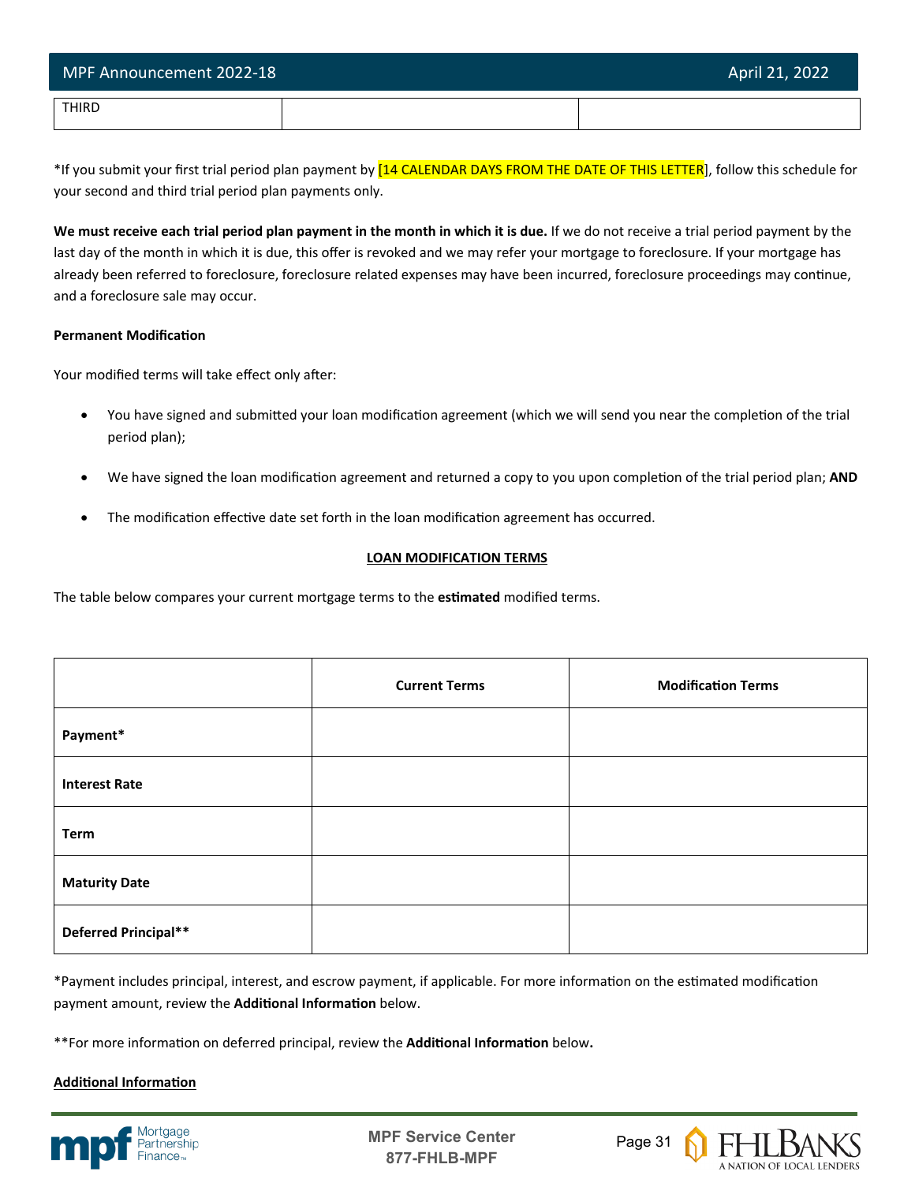| THIRD | | |
|---|---|---|

*If you submit your first trial period plan payment by [14 CALENDAR DAYS FROM THE DATE OF THIS LETTER], follow this schedule for your second and third trial period plan payments only.

**We must receive each trial period plan payment in the month in which it is due.** If we do not receive a trial period payment by the last day of the month in which it is due, this offer is revoked and we may refer your mortgage to foreclosure. If your mortgage has already been referred to foreclosure, foreclosure related expenses may have been incurred, foreclosure proceedings may continue, and a foreclosure sale may occur.

**Permanent Modification**

Your modified terms will take effect only after:

- You have signed and submitted your loan modification agreement (which we will send you near the completion of the trial period plan);
- We have signed the loan modification agreement and returned a copy to you upon completion of the trial period plan; **AND**
- The modification effective date set forth in the loan modification agreement has occurred.

**LOAN MODIFICATION TERMS**

The table below compares your current mortgage terms to the **estimated** modified terms.

| | Current Terms | Modification Terms |
|---|---|---|
| **Payment*** | | |
| **Interest Rate** | | |
| **Term** | | |
| **Maturity Date** | | |
| **Deferred Principal**** | | |

*Payment includes principal, interest, and escrow payment, if applicable. For more information on the estimated modification payment amount, review the **Additional Information** below.

**For more information on deferred principal, review the **Additional Information** below.

**Additional Information**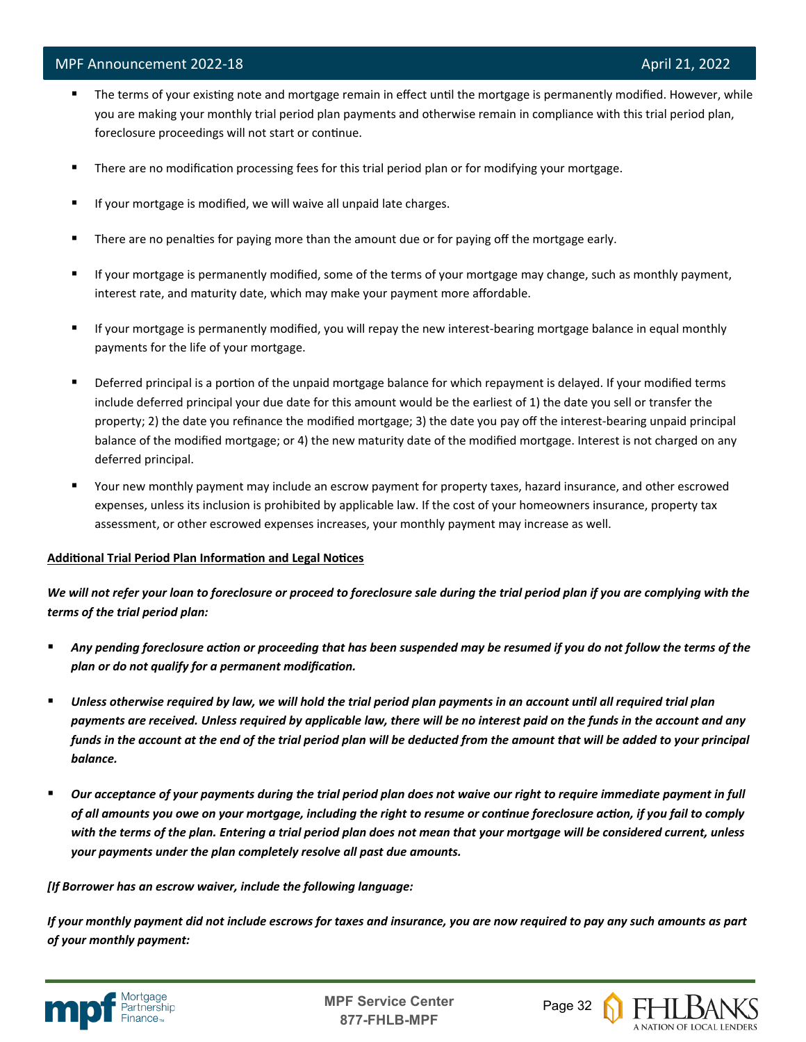- The terms of your existing note and mortgage remain in effect until the mortgage is permanently modified. However, while you are making your monthly trial period plan payments and otherwise remain in compliance with this trial period plan, foreclosure proceedings will not start or continue.

- There are no modification processing fees for this trial period plan or for modifying your mortgage.

- If your mortgage is modified, we will waive all unpaid late charges.

- There are no penalties for paying more than the amount due or for paying off the mortgage early.

- If your mortgage is permanently modified, some of the terms of your mortgage may change, such as monthly payment, interest rate, and maturity date, which may make your payment more affordable.

- If your mortgage is permanently modified, you will repay the new interest-bearing mortgage balance in equal monthly payments for the life of your mortgage.

- Deferred principal is a portion of the unpaid mortgage balance for which repayment is delayed. If your modified terms include deferred principal your due date for this amount would be the earliest of 1) the date you sell or transfer the property; 2) the date you refinance the modified mortgage; 3) the date you pay off the interest-bearing unpaid principal balance of the modified mortgage; or 4) the new maturity date of the modified mortgage. Interest is not charged on any deferred principal.

- Your new monthly payment may include an escrow payment for property taxes, hazard insurance, and other escrowed expenses, unless its inclusion is prohibited by applicable law. If the cost of your homeowners insurance, property tax assessment, or other escrowed expenses increases, your monthly payment may increase as well.

<u>**Additional Trial Period Plan Information and Legal Notices**</u>

***We will not refer your loan to foreclosure or proceed to foreclosure sale during the trial period plan if you are complying with the terms of the trial period plan:***

- ***Any pending foreclosure action or proceeding that has been suspended may be resumed if you do not follow the terms of the plan or do not qualify for a permanent modification.***

- ***Unless otherwise required by law, we will hold the trial period plan payments in an account until all required trial plan payments are received. Unless required by applicable law, there will be no interest paid on the funds in the account and any funds in the account at the end of the trial period plan will be deducted from the amount that will be added to your principal balance.***

- ***Our acceptance of your payments during the trial period plan does not waive our right to require immediate payment in full of all amounts you owe on your mortgage, including the right to resume or continue foreclosure action, if you fail to comply with the terms of the plan. Entering a trial period plan does not mean that your mortgage will be considered current, unless your payments under the plan completely resolve all past due amounts.***

***[If Borrower has an escrow waiver, include the following language:***

***If your monthly payment did not include escrows for taxes and insurance, you are now required to pay any such amounts as part of your monthly payment:***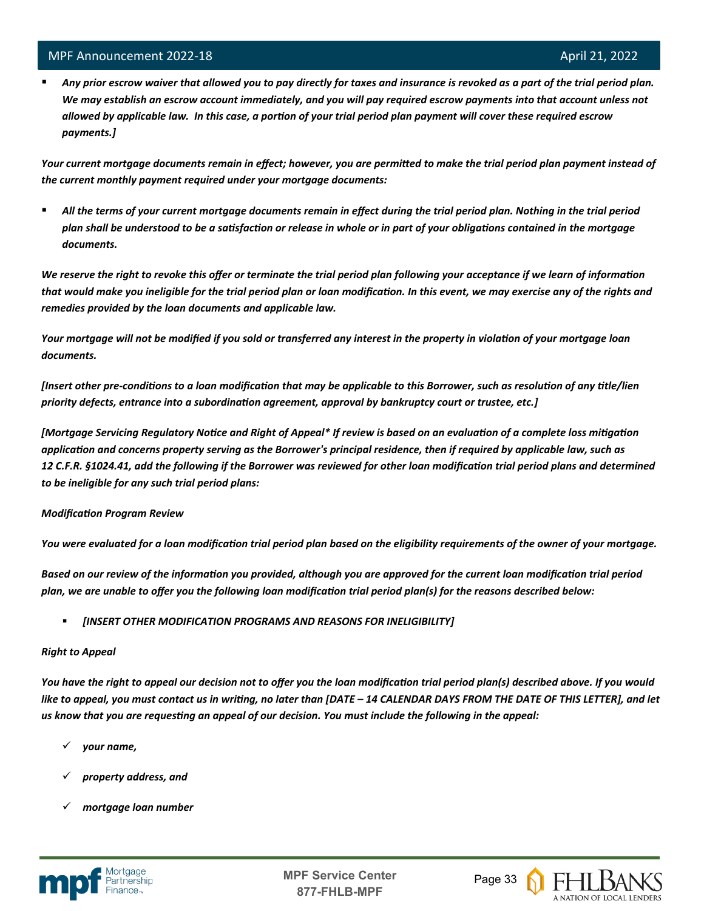- ***Any prior escrow waiver that allowed you to pay directly for taxes and insurance is revoked as a part of the trial period plan. We may establish an escrow account immediately, and you will pay required escrow payments into that account unless not allowed by applicable law. In this case, a portion of your trial period plan payment will cover these required escrow payments.]***

***Your current mortgage documents remain in effect; however, you are permitted to make the trial period plan payment instead of the current monthly payment required under your mortgage documents:***

- ***All the terms of your current mortgage documents remain in effect during the trial period plan. Nothing in the trial period plan shall be understood to be a satisfaction or release in whole or in part of your obligations contained in the mortgage documents.***

***We reserve the right to revoke this offer or terminate the trial period plan following your acceptance if we learn of information that would make you ineligible for the trial period plan or loan modification. In this event, we may exercise any of the rights and remedies provided by the loan documents and applicable law.***

***Your mortgage will not be modified if you sold or transferred any interest in the property in violation of your mortgage loan documents.***

***[Insert other pre-conditions to a loan modification that may be applicable to this Borrower, such as resolution of any title/lien priority defects, entrance into a subordination agreement, approval by bankruptcy court or trustee, etc.]***

***[Mortgage Servicing Regulatory Notice and Right of Appeal\* If review is based on an evaluation of a complete loss mitigation application and concerns property serving as the Borrower's principal residence, then if required by applicable law, such as 12 C.F.R. §1024.41, add the following if the Borrower was reviewed for other loan modification trial period plans and determined to be ineligible for any such trial period plans:***

***Modification Program Review***

***You were evaluated for a loan modification trial period plan based on the eligibility requirements of the owner of your mortgage.***

***Based on our review of the information you provided, although you are approved for the current loan modification trial period plan, we are unable to offer you the following loan modification trial period plan(s) for the reasons described below:***

- ***[INSERT OTHER MODIFICATION PROGRAMS AND REASONS FOR INELIGIBILITY]***

***Right to Appeal***

***You have the right to appeal our decision not to offer you the loan modification trial period plan(s) described above. If you would like to appeal, you must contact us in writing, no later than [DATE – 14 CALENDAR DAYS FROM THE DATE OF THIS LETTER], and let us know that you are requesting an appeal of our decision. You must include the following in the appeal:***

- ✓ ***your name,***
- ✓ ***property address, and***
- ✓ ***mortgage loan number***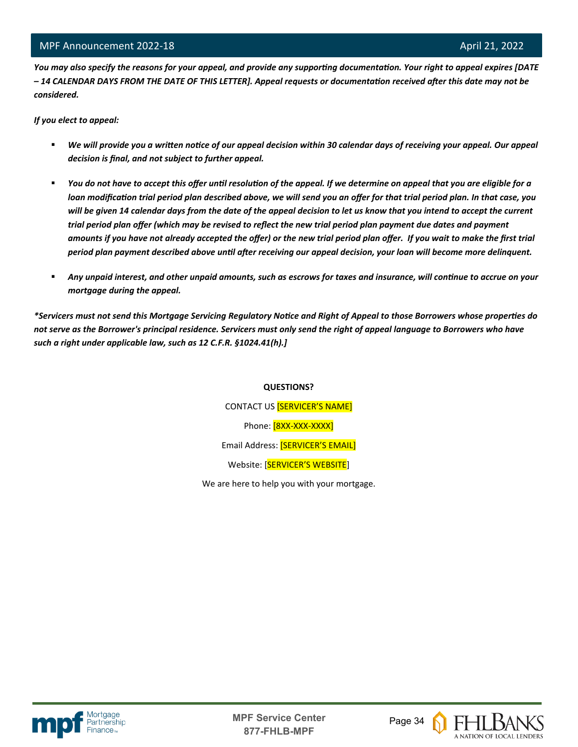*You may also specify the reasons for your appeal, and provide any supporting documentation. Your right to appeal expires [DATE – 14 CALENDAR DAYS FROM THE DATE OF THIS LETTER]. Appeal requests or documentation received after this date may not be considered.*

*If you elect to appeal:*

- *We will provide you a written notice of our appeal decision within 30 calendar days of receiving your appeal. Our appeal decision is final, and not subject to further appeal.*
- *You do not have to accept this offer until resolution of the appeal. If we determine on appeal that you are eligible for a loan modification trial period plan described above, we will send you an offer for that trial period plan. In that case, you will be given 14 calendar days from the date of the appeal decision to let us know that you intend to accept the current trial period plan offer (which may be revised to reflect the new trial period plan payment due dates and payment amounts if you have not already accepted the offer) or the new trial period plan offer. If you wait to make the first trial period plan payment described above until after receiving our appeal decision, your loan will become more delinquent.*
- *Any unpaid interest, and other unpaid amounts, such as escrows for taxes and insurance, will continue to accrue on your mortgage during the appeal.*

*\*Servicers must not send this Mortgage Servicing Regulatory Notice and Right of Appeal to those Borrowers whose properties do not serve as the Borrower's principal residence. Servicers must only send the right of appeal language to Borrowers who have such a right under applicable law, such as 12 C.F.R. §1024.41(h).]*

**QUESTIONS?**

CONTACT US [SERVICER'S NAME]

Phone: [8XX-XXX-XXXX]

Email Address: [SERVICER'S EMAIL]

Website: [SERVICER'S WEBSITE]

We are here to help you with your mortgage.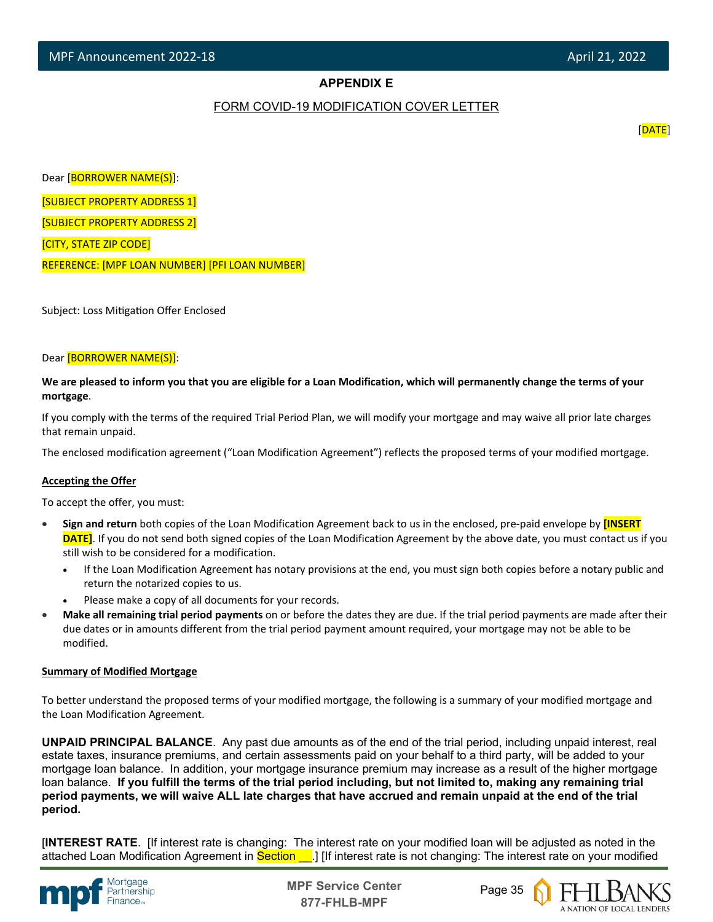## APPENDIX E

FORM COVID-19 MODIFICATION COVER LETTER

[DATE]

Dear [BORROWER NAME(S)]:

[SUBJECT PROPERTY ADDRESS 1]

[SUBJECT PROPERTY ADDRESS 2]

[CITY, STATE ZIP CODE]

REFERENCE: [MPF LOAN NUMBER] [PFI LOAN NUMBER]

Subject: Loss Mitigation Offer Enclosed

Dear [BORROWER NAME(S)]:

**We are pleased to inform you that you are eligible for a Loan Modification, which will permanently change the terms of your mortgage**.

If you comply with the terms of the required Trial Period Plan, we will modify your mortgage and may waive all prior late charges that remain unpaid.

The enclosed modification agreement ("Loan Modification Agreement") reflects the proposed terms of your modified mortgage.

**Accepting the Offer**

To accept the offer, you must:

- **Sign and return** both copies of the Loan Modification Agreement back to us in the enclosed, pre-paid envelope by **[INSERT DATE]**. If you do not send both signed copies of the Loan Modification Agreement by the above date, you must contact us if you still wish to be considered for a modification.
  - If the Loan Modification Agreement has notary provisions at the end, you must sign both copies before a notary public and return the notarized copies to us.
  - Please make a copy of all documents for your records.
- **Make all remaining trial period payments** on or before the dates they are due. If the trial period payments are made after their due dates or in amounts different from the trial period payment amount required, your mortgage may not be able to be modified.

**Summary of Modified Mortgage**

To better understand the proposed terms of your modified mortgage, the following is a summary of your modified mortgage and the Loan Modification Agreement.

**UNPAID PRINCIPAL BALANCE**. Any past due amounts as of the end of the trial period, including unpaid interest, real estate taxes, insurance premiums, and certain assessments paid on your behalf to a third party, will be added to your mortgage loan balance. In addition, your mortgage insurance premium may increase as a result of the higher mortgage loan balance. **If you fulfill the terms of the trial period including, but not limited to, making any remaining trial period payments, we will waive ALL late charges that have accrued and remain unpaid at the end of the trial period.**

[**INTEREST RATE**. [If interest rate is changing: The interest rate on your modified loan will be adjusted as noted in the attached Loan Modification Agreement in Section __.] [If interest rate is not changing: The interest rate on your modified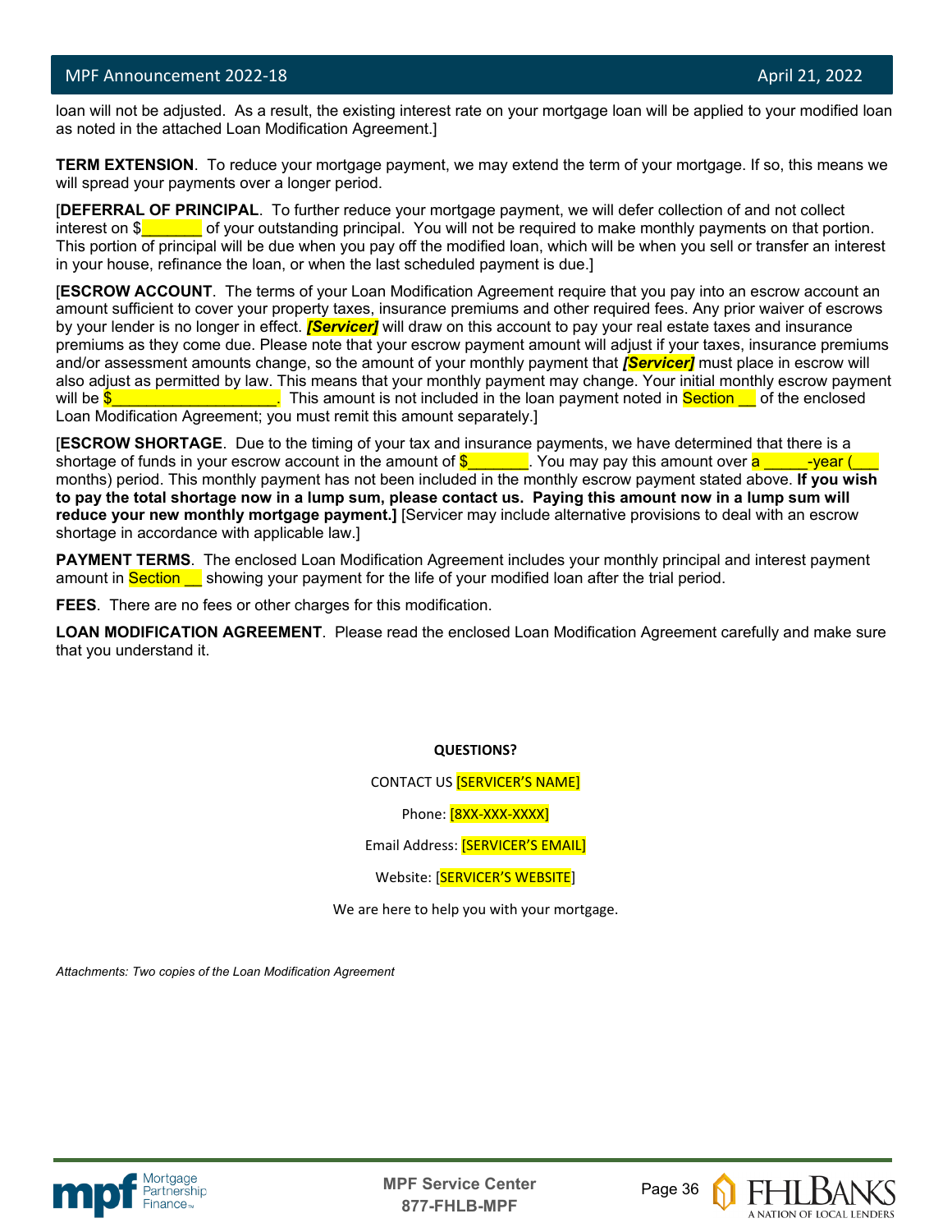loan will not be adjusted. As a result, the existing interest rate on your mortgage loan will be applied to your modified loan as noted in the attached Loan Modification Agreement.]

**TERM EXTENSION**. To reduce your mortgage payment, we may extend the term of your mortgage. If so, this means we will spread your payments over a longer period.

[**DEFERRAL OF PRINCIPAL**. To further reduce your mortgage payment, we will defer collection of and not collect interest on $_______ of your outstanding principal. You will not be required to make monthly payments on that portion. This portion of principal will be due when you pay off the modified loan, which will be when you sell or transfer an interest in your house, refinance the loan, or when the last scheduled payment is due.]

[**ESCROW ACCOUNT**. The terms of your Loan Modification Agreement require that you pay into an escrow account an amount sufficient to cover your property taxes, insurance premiums and other required fees. Any prior waiver of escrows by your lender is no longer in effect. ***[Servicer]*** will draw on this account to pay your real estate taxes and insurance premiums as they come due. Please note that your escrow payment amount will adjust if your taxes, insurance premiums and/or assessment amounts change, so the amount of your monthly payment that ***[Servicer]*** must place in escrow will also adjust as permitted by law. This means that your monthly payment may change. Your initial monthly escrow payment will be $___________________. This amount is not included in the loan payment noted in Section __ of the enclosed Loan Modification Agreement; you must remit this amount separately.]

[**ESCROW SHORTAGE**. Due to the timing of your tax and insurance payments, we have determined that there is a shortage of funds in your escrow account in the amount of $_______. You may pay this amount over a _____-year (___ months) period. This monthly payment has not been included in the monthly escrow payment stated above. **If you wish to pay the total shortage now in a lump sum, please contact us. Paying this amount now in a lump sum will reduce your new monthly mortgage payment.]** [Servicer may include alternative provisions to deal with an escrow shortage in accordance with applicable law.]

**PAYMENT TERMS**. The enclosed Loan Modification Agreement includes your monthly principal and interest payment amount in Section __ showing your payment for the life of your modified loan after the trial period.

**FEES**. There are no fees or other charges for this modification.

**LOAN MODIFICATION AGREEMENT**. Please read the enclosed Loan Modification Agreement carefully and make sure that you understand it.

**QUESTIONS?**

CONTACT US [SERVICER'S NAME]

Phone: [8XX-XXX-XXXX]

Email Address: [SERVICER'S EMAIL]

Website: [SERVICER'S WEBSITE]

We are here to help you with your mortgage.

*Attachments: Two copies of the Loan Modification Agreement*